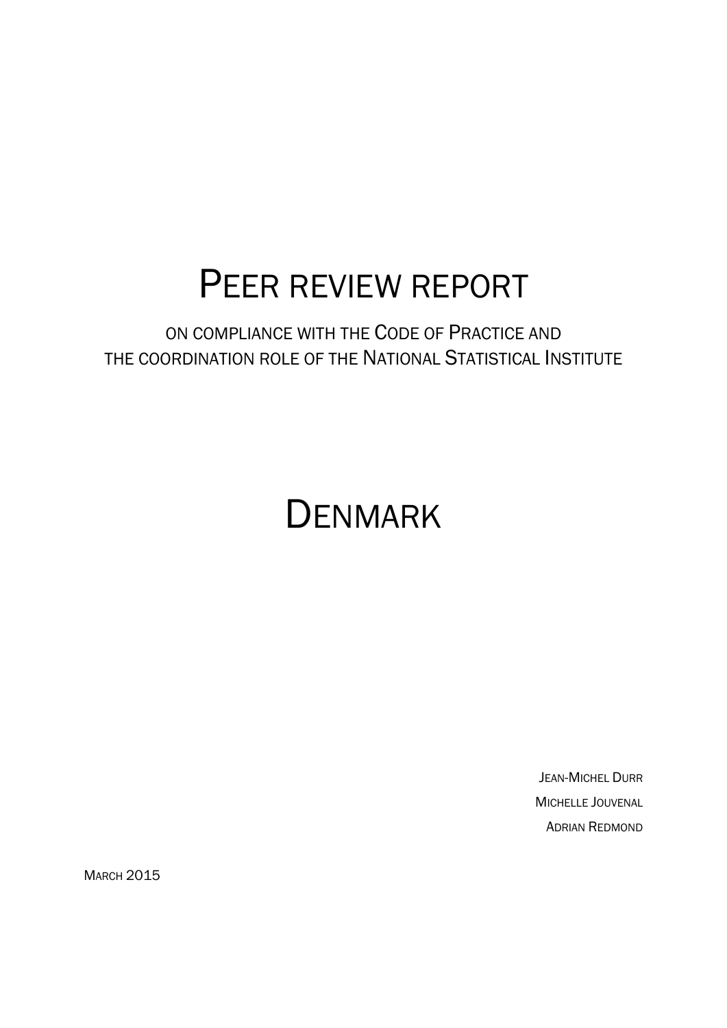# PEER REVIEW REPORT

ON COMPLIANCE WITH THE CODE OF PRACTICE AND
THE COORDINATION ROLE OF THE NATIONAL STATISTICAL INSTITUTE

# DENMARK

JEAN-MICHEL DURR

MICHELLE JOUVENAL

ADRIAN REDMOND

MARCH 2015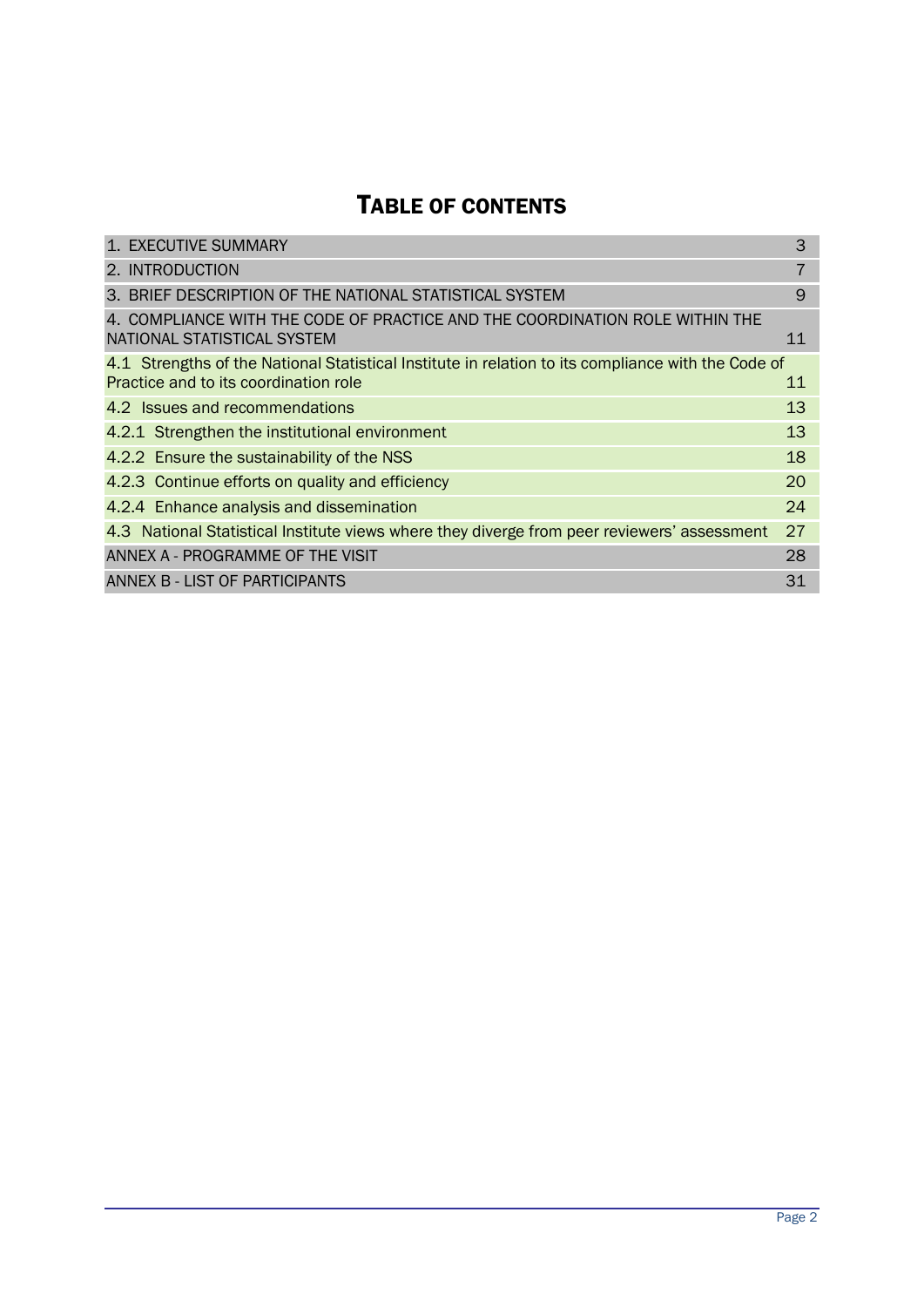# TABLE OF CONTENTS

| | |
|---|---|
| 1. EXECUTIVE SUMMARY | 3 |
| 2. INTRODUCTION | 7 |
| 3. BRIEF DESCRIPTION OF THE NATIONAL STATISTICAL SYSTEM | 9 |
| 4. COMPLIANCE WITH THE CODE OF PRACTICE AND THE COORDINATION ROLE WITHIN THE NATIONAL STATISTICAL SYSTEM | 11 |
| 4.1 Strengths of the National Statistical Institute in relation to its compliance with the Code of Practice and to its coordination role | 11 |
| 4.2 Issues and recommendations | 13 |
| 4.2.1 Strengthen the institutional environment | 13 |
| 4.2.2 Ensure the sustainability of the NSS | 18 |
| 4.2.3 Continue efforts on quality and efficiency | 20 |
| 4.2.4 Enhance analysis and dissemination | 24 |
| 4.3 National Statistical Institute views where they diverge from peer reviewers' assessment | 27 |
| ANNEX A - PROGRAMME OF THE VISIT | 28 |
| ANNEX B - LIST OF PARTICIPANTS | 31 |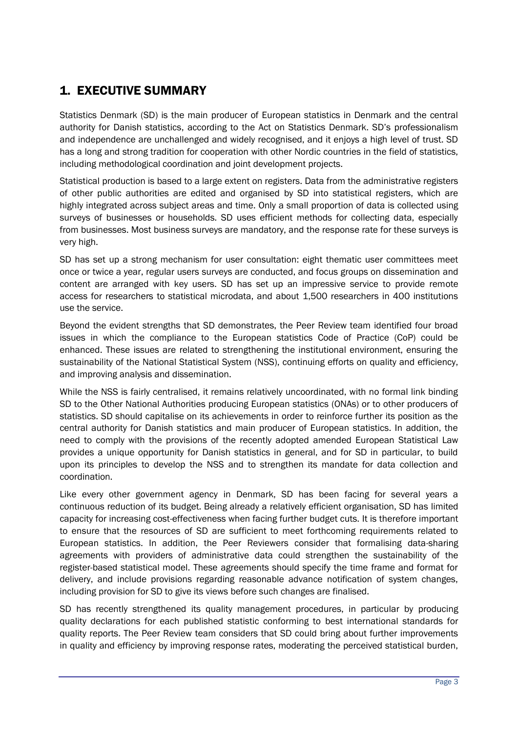# 1. EXECUTIVE SUMMARY

Statistics Denmark (SD) is the main producer of European statistics in Denmark and the central authority for Danish statistics, according to the Act on Statistics Denmark. SD's professionalism and independence are unchallenged and widely recognised, and it enjoys a high level of trust. SD has a long and strong tradition for cooperation with other Nordic countries in the field of statistics, including methodological coordination and joint development projects.

Statistical production is based to a large extent on registers. Data from the administrative registers of other public authorities are edited and organised by SD into statistical registers, which are highly integrated across subject areas and time. Only a small proportion of data is collected using surveys of businesses or households. SD uses efficient methods for collecting data, especially from businesses. Most business surveys are mandatory, and the response rate for these surveys is very high.

SD has set up a strong mechanism for user consultation: eight thematic user committees meet once or twice a year, regular users surveys are conducted, and focus groups on dissemination and content are arranged with key users. SD has set up an impressive service to provide remote access for researchers to statistical microdata, and about 1,500 researchers in 400 institutions use the service.

Beyond the evident strengths that SD demonstrates, the Peer Review team identified four broad issues in which the compliance to the European statistics Code of Practice (CoP) could be enhanced. These issues are related to strengthening the institutional environment, ensuring the sustainability of the National Statistical System (NSS), continuing efforts on quality and efficiency, and improving analysis and dissemination.

While the NSS is fairly centralised, it remains relatively uncoordinated, with no formal link binding SD to the Other National Authorities producing European statistics (ONAs) or to other producers of statistics. SD should capitalise on its achievements in order to reinforce further its position as the central authority for Danish statistics and main producer of European statistics. In addition, the need to comply with the provisions of the recently adopted amended European Statistical Law provides a unique opportunity for Danish statistics in general, and for SD in particular, to build upon its principles to develop the NSS and to strengthen its mandate for data collection and coordination.

Like every other government agency in Denmark, SD has been facing for several years a continuous reduction of its budget. Being already a relatively efficient organisation, SD has limited capacity for increasing cost-effectiveness when facing further budget cuts. It is therefore important to ensure that the resources of SD are sufficient to meet forthcoming requirements related to European statistics. In addition, the Peer Reviewers consider that formalising data-sharing agreements with providers of administrative data could strengthen the sustainability of the register-based statistical model. These agreements should specify the time frame and format for delivery, and include provisions regarding reasonable advance notification of system changes, including provision for SD to give its views before such changes are finalised.

SD has recently strengthened its quality management procedures, in particular by producing quality declarations for each published statistic conforming to best international standards for quality reports. The Peer Review team considers that SD could bring about further improvements in quality and efficiency by improving response rates, moderating the perceived statistical burden,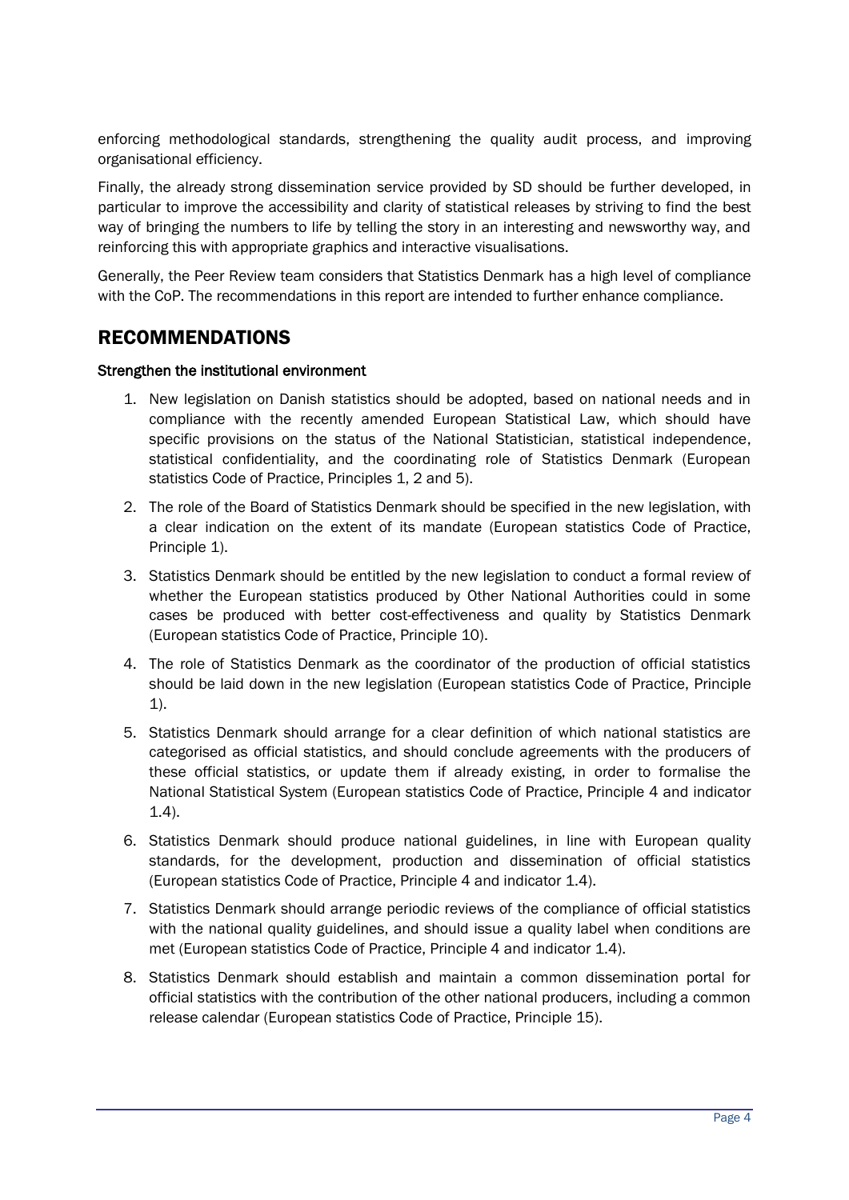enforcing methodological standards, strengthening the quality audit process, and improving organisational efficiency.

Finally, the already strong dissemination service provided by SD should be further developed, in particular to improve the accessibility and clarity of statistical releases by striving to find the best way of bringing the numbers to life by telling the story in an interesting and newsworthy way, and reinforcing this with appropriate graphics and interactive visualisations.

Generally, the Peer Review team considers that Statistics Denmark has a high level of compliance with the CoP. The recommendations in this report are intended to further enhance compliance.

## RECOMMENDATIONS

#### Strengthen the institutional environment

1. New legislation on Danish statistics should be adopted, based on national needs and in compliance with the recently amended European Statistical Law, which should have specific provisions on the status of the National Statistician, statistical independence, statistical confidentiality, and the coordinating role of Statistics Denmark (European statistics Code of Practice, Principles 1, 2 and 5).
2. The role of the Board of Statistics Denmark should be specified in the new legislation, with a clear indication on the extent of its mandate (European statistics Code of Practice, Principle 1).
3. Statistics Denmark should be entitled by the new legislation to conduct a formal review of whether the European statistics produced by Other National Authorities could in some cases be produced with better cost-effectiveness and quality by Statistics Denmark (European statistics Code of Practice, Principle 10).
4. The role of Statistics Denmark as the coordinator of the production of official statistics should be laid down in the new legislation (European statistics Code of Practice, Principle 1).
5. Statistics Denmark should arrange for a clear definition of which national statistics are categorised as official statistics, and should conclude agreements with the producers of these official statistics, or update them if already existing, in order to formalise the National Statistical System (European statistics Code of Practice, Principle 4 and indicator 1.4).
6. Statistics Denmark should produce national guidelines, in line with European quality standards, for the development, production and dissemination of official statistics (European statistics Code of Practice, Principle 4 and indicator 1.4).
7. Statistics Denmark should arrange periodic reviews of the compliance of official statistics with the national quality guidelines, and should issue a quality label when conditions are met (European statistics Code of Practice, Principle 4 and indicator 1.4).
8. Statistics Denmark should establish and maintain a common dissemination portal for official statistics with the contribution of the other national producers, including a common release calendar (European statistics Code of Practice, Principle 15).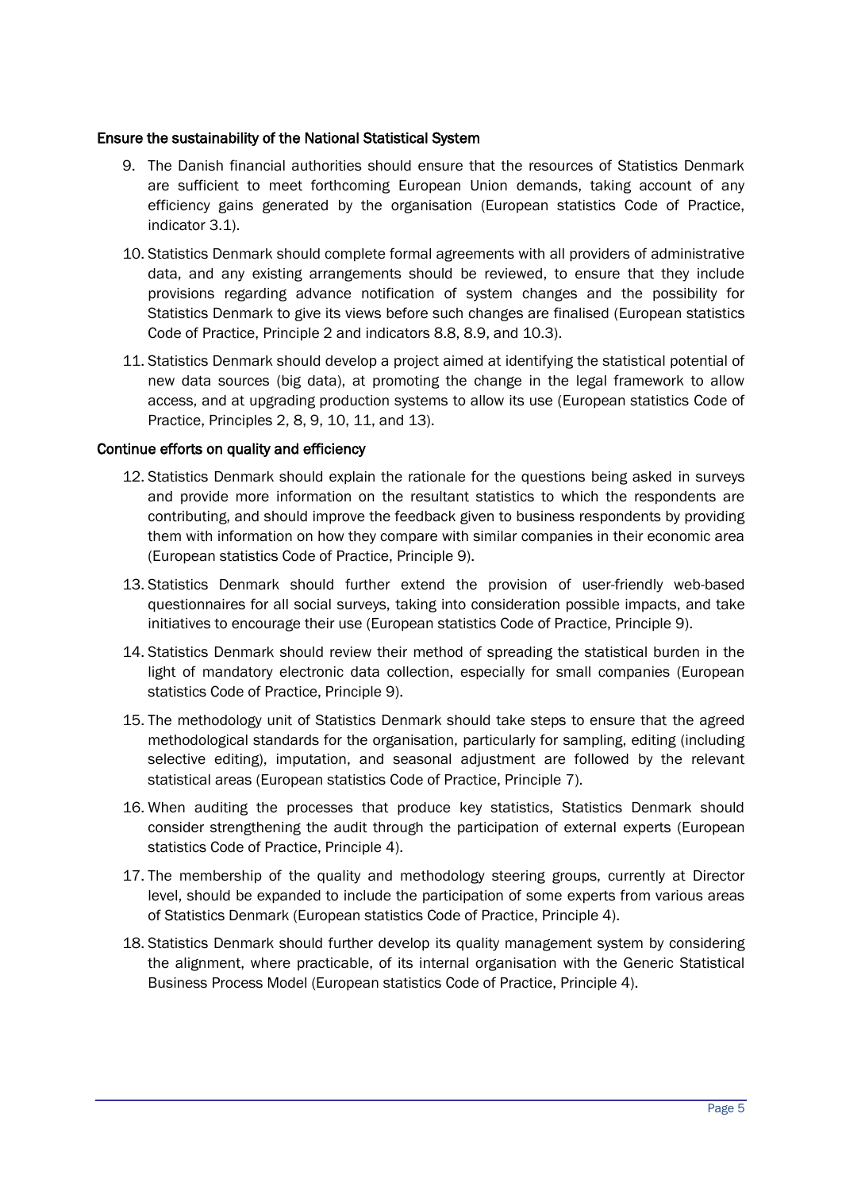### Ensure the sustainability of the National Statistical System

9. The Danish financial authorities should ensure that the resources of Statistics Denmark are sufficient to meet forthcoming European Union demands, taking account of any efficiency gains generated by the organisation (European statistics Code of Practice, indicator 3.1).
10. Statistics Denmark should complete formal agreements with all providers of administrative data, and any existing arrangements should be reviewed, to ensure that they include provisions regarding advance notification of system changes and the possibility for Statistics Denmark to give its views before such changes are finalised (European statistics Code of Practice, Principle 2 and indicators 8.8, 8.9, and 10.3).
11. Statistics Denmark should develop a project aimed at identifying the statistical potential of new data sources (big data), at promoting the change in the legal framework to allow access, and at upgrading production systems to allow its use (European statistics Code of Practice, Principles 2, 8, 9, 10, 11, and 13).

### Continue efforts on quality and efficiency

12. Statistics Denmark should explain the rationale for the questions being asked in surveys and provide more information on the resultant statistics to which the respondents are contributing, and should improve the feedback given to business respondents by providing them with information on how they compare with similar companies in their economic area (European statistics Code of Practice, Principle 9).
13. Statistics Denmark should further extend the provision of user-friendly web-based questionnaires for all social surveys, taking into consideration possible impacts, and take initiatives to encourage their use (European statistics Code of Practice, Principle 9).
14. Statistics Denmark should review their method of spreading the statistical burden in the light of mandatory electronic data collection, especially for small companies (European statistics Code of Practice, Principle 9).
15. The methodology unit of Statistics Denmark should take steps to ensure that the agreed methodological standards for the organisation, particularly for sampling, editing (including selective editing), imputation, and seasonal adjustment are followed by the relevant statistical areas (European statistics Code of Practice, Principle 7).
16. When auditing the processes that produce key statistics, Statistics Denmark should consider strengthening the audit through the participation of external experts (European statistics Code of Practice, Principle 4).
17. The membership of the quality and methodology steering groups, currently at Director level, should be expanded to include the participation of some experts from various areas of Statistics Denmark (European statistics Code of Practice, Principle 4).
18. Statistics Denmark should further develop its quality management system by considering the alignment, where practicable, of its internal organisation with the Generic Statistical Business Process Model (European statistics Code of Practice, Principle 4).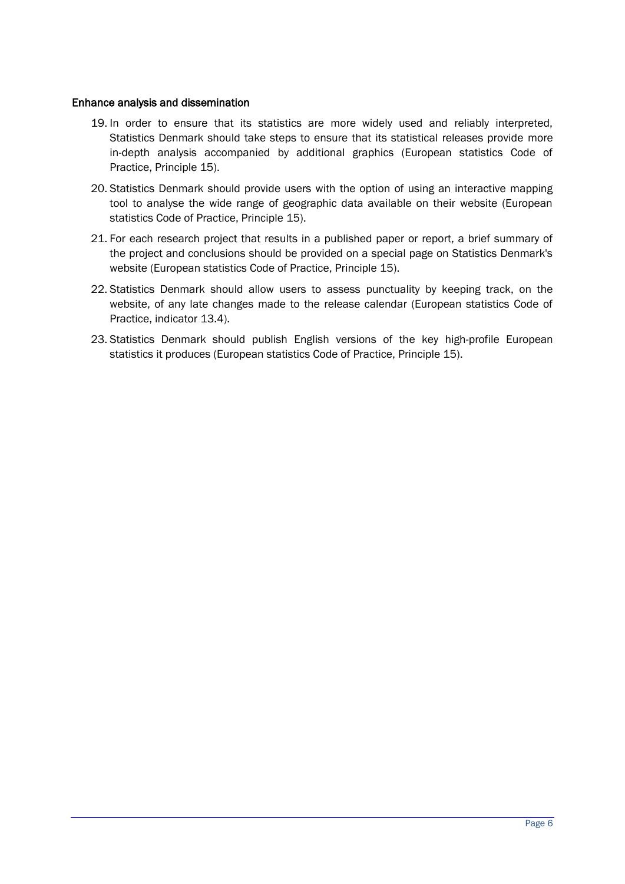### Enhance analysis and dissemination

19. In order to ensure that its statistics are more widely used and reliably interpreted, Statistics Denmark should take steps to ensure that its statistical releases provide more in-depth analysis accompanied by additional graphics (European statistics Code of Practice, Principle 15).

20. Statistics Denmark should provide users with the option of using an interactive mapping tool to analyse the wide range of geographic data available on their website (European statistics Code of Practice, Principle 15).

21. For each research project that results in a published paper or report, a brief summary of the project and conclusions should be provided on a special page on Statistics Denmark's website (European statistics Code of Practice, Principle 15).

22. Statistics Denmark should allow users to assess punctuality by keeping track, on the website, of any late changes made to the release calendar (European statistics Code of Practice, indicator 13.4).

23. Statistics Denmark should publish English versions of the key high-profile European statistics it produces (European statistics Code of Practice, Principle 15).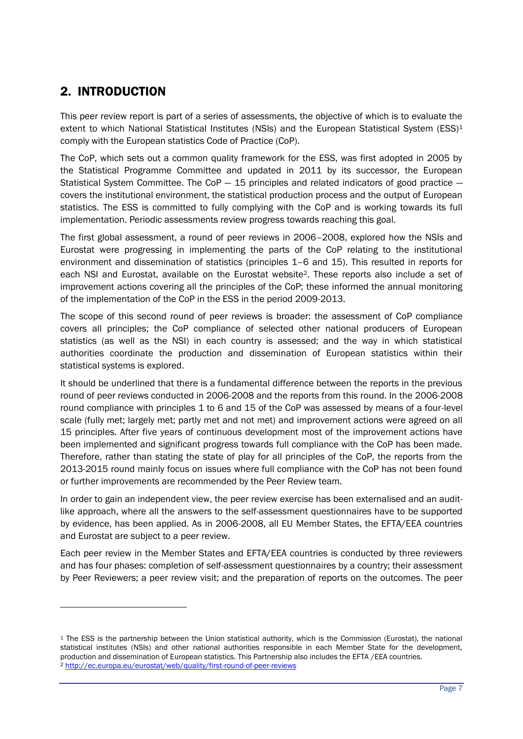## 2. INTRODUCTION

This peer review report is part of a series of assessments, the objective of which is to evaluate the extent to which National Statistical Institutes (NSIs) and the European Statistical System (ESS)[1] comply with the European statistics Code of Practice (CoP).

The CoP, which sets out a common quality framework for the ESS, was first adopted in 2005 by the Statistical Programme Committee and updated in 2011 by its successor, the European Statistical System Committee. The CoP — 15 principles and related indicators of good practice — covers the institutional environment, the statistical production process and the output of European statistics. The ESS is committed to fully complying with the CoP and is working towards its full implementation. Periodic assessments review progress towards reaching this goal.

The first global assessment, a round of peer reviews in 2006–2008, explored how the NSIs and Eurostat were progressing in implementing the parts of the CoP relating to the institutional environment and dissemination of statistics (principles 1–6 and 15). This resulted in reports for each NSI and Eurostat, available on the Eurostat website[2]. These reports also include a set of improvement actions covering all the principles of the CoP; these informed the annual monitoring of the implementation of the CoP in the ESS in the period 2009-2013.

The scope of this second round of peer reviews is broader: the assessment of CoP compliance covers all principles; the CoP compliance of selected other national producers of European statistics (as well as the NSI) in each country is assessed; and the way in which statistical authorities coordinate the production and dissemination of European statistics within their statistical systems is explored.

It should be underlined that there is a fundamental difference between the reports in the previous round of peer reviews conducted in 2006-2008 and the reports from this round. In the 2006-2008 round compliance with principles 1 to 6 and 15 of the CoP was assessed by means of a four-level scale (fully met; largely met; partly met and not met) and improvement actions were agreed on all 15 principles. After five years of continuous development most of the improvement actions have been implemented and significant progress towards full compliance with the CoP has been made. Therefore, rather than stating the state of play for all principles of the CoP, the reports from the 2013-2015 round mainly focus on issues where full compliance with the CoP has not been found or further improvements are recommended by the Peer Review team.

In order to gain an independent view, the peer review exercise has been externalised and an audit-like approach, where all the answers to the self-assessment questionnaires have to be supported by evidence, has been applied. As in 2006-2008, all EU Member States, the EFTA/EEA countries and Eurostat are subject to a peer review.

Each peer review in the Member States and EFTA/EEA countries is conducted by three reviewers and has four phases: completion of self-assessment questionnaires by a country; their assessment by Peer Reviewers; a peer review visit; and the preparation of reports on the outcomes. The peer

---

[1] The ESS is the partnership between the Union statistical authority, which is the Commission (Eurostat), the national statistical institutes (NSIs) and other national authorities responsible in each Member State for the development, production and dissemination of European statistics. This Partnership also includes the EFTA /EEA countries.

[2] http://ec.europa.eu/eurostat/web/quality/first-round-of-peer-reviews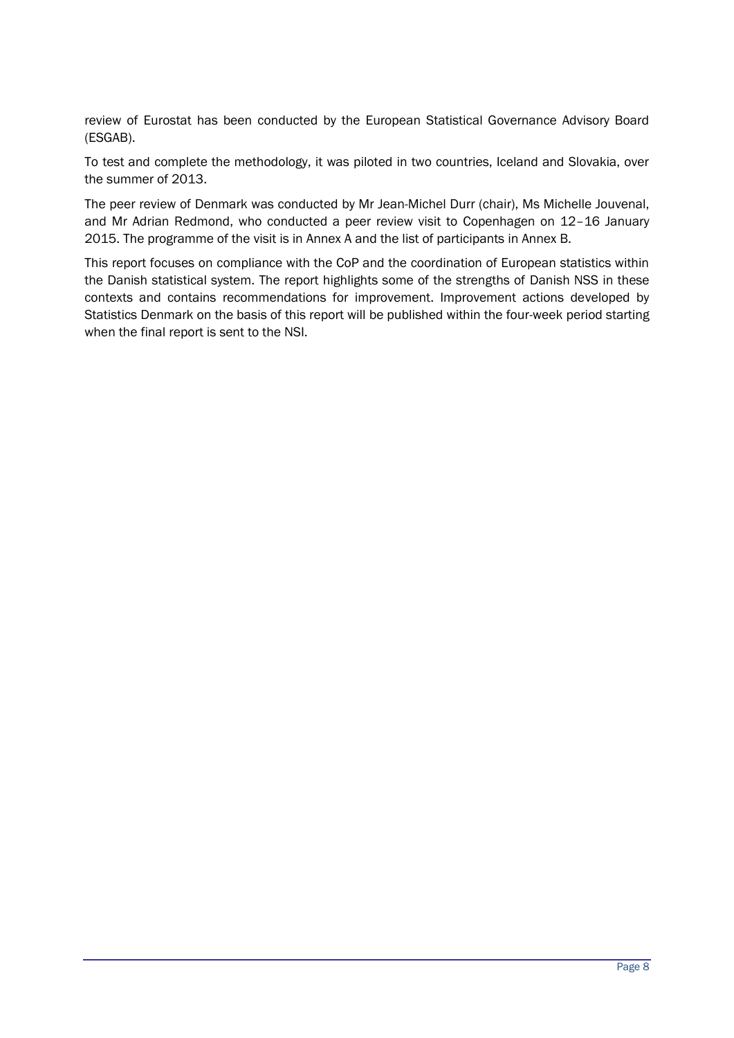review of Eurostat has been conducted by the European Statistical Governance Advisory Board (ESGAB).

To test and complete the methodology, it was piloted in two countries, Iceland and Slovakia, over the summer of 2013.

The peer review of Denmark was conducted by Mr Jean-Michel Durr (chair), Ms Michelle Jouvenal, and Mr Adrian Redmond, who conducted a peer review visit to Copenhagen on 12–16 January 2015. The programme of the visit is in Annex A and the list of participants in Annex B.

This report focuses on compliance with the CoP and the coordination of European statistics within the Danish statistical system. The report highlights some of the strengths of Danish NSS in these contexts and contains recommendations for improvement. Improvement actions developed by Statistics Denmark on the basis of this report will be published within the four-week period starting when the final report is sent to the NSI.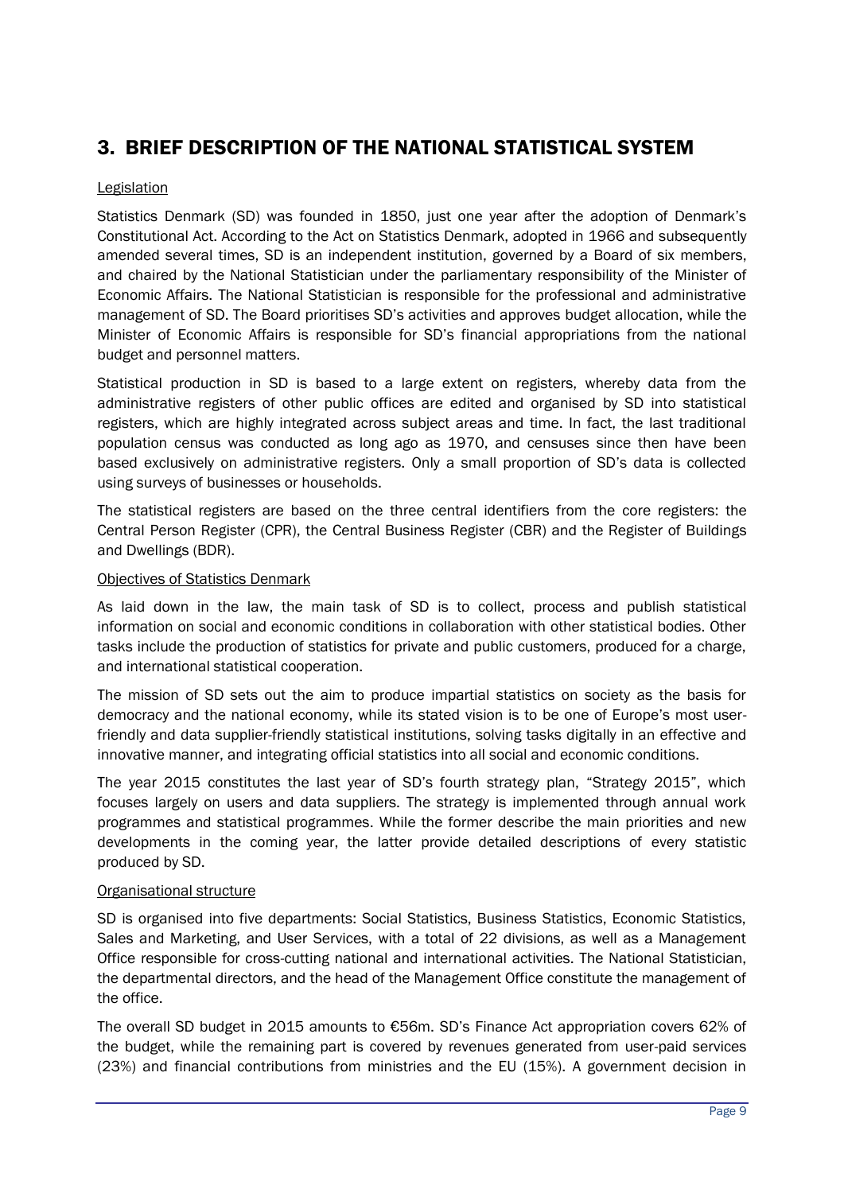## 3. BRIEF DESCRIPTION OF THE NATIONAL STATISTICAL SYSTEM

Legislation

Statistics Denmark (SD) was founded in 1850, just one year after the adoption of Denmark's Constitutional Act. According to the Act on Statistics Denmark, adopted in 1966 and subsequently amended several times, SD is an independent institution, governed by a Board of six members, and chaired by the National Statistician under the parliamentary responsibility of the Minister of Economic Affairs. The National Statistician is responsible for the professional and administrative management of SD. The Board prioritises SD's activities and approves budget allocation, while the Minister of Economic Affairs is responsible for SD's financial appropriations from the national budget and personnel matters.

Statistical production in SD is based to a large extent on registers, whereby data from the administrative registers of other public offices are edited and organised by SD into statistical registers, which are highly integrated across subject areas and time. In fact, the last traditional population census was conducted as long ago as 1970, and censuses since then have been based exclusively on administrative registers. Only a small proportion of SD's data is collected using surveys of businesses or households.

The statistical registers are based on the three central identifiers from the core registers: the Central Person Register (CPR), the Central Business Register (CBR) and the Register of Buildings and Dwellings (BDR).

Objectives of Statistics Denmark

As laid down in the law, the main task of SD is to collect, process and publish statistical information on social and economic conditions in collaboration with other statistical bodies. Other tasks include the production of statistics for private and public customers, produced for a charge, and international statistical cooperation.

The mission of SD sets out the aim to produce impartial statistics on society as the basis for democracy and the national economy, while its stated vision is to be one of Europe's most user-friendly and data supplier-friendly statistical institutions, solving tasks digitally in an effective and innovative manner, and integrating official statistics into all social and economic conditions.

The year 2015 constitutes the last year of SD's fourth strategy plan, "Strategy 2015", which focuses largely on users and data suppliers. The strategy is implemented through annual work programmes and statistical programmes. While the former describe the main priorities and new developments in the coming year, the latter provide detailed descriptions of every statistic produced by SD.

Organisational structure

SD is organised into five departments: Social Statistics, Business Statistics, Economic Statistics, Sales and Marketing, and User Services, with a total of 22 divisions, as well as a Management Office responsible for cross-cutting national and international activities. The National Statistician, the departmental directors, and the head of the Management Office constitute the management of the office.

The overall SD budget in 2015 amounts to €56m. SD's Finance Act appropriation covers 62% of the budget, while the remaining part is covered by revenues generated from user-paid services (23%) and financial contributions from ministries and the EU (15%). A government decision in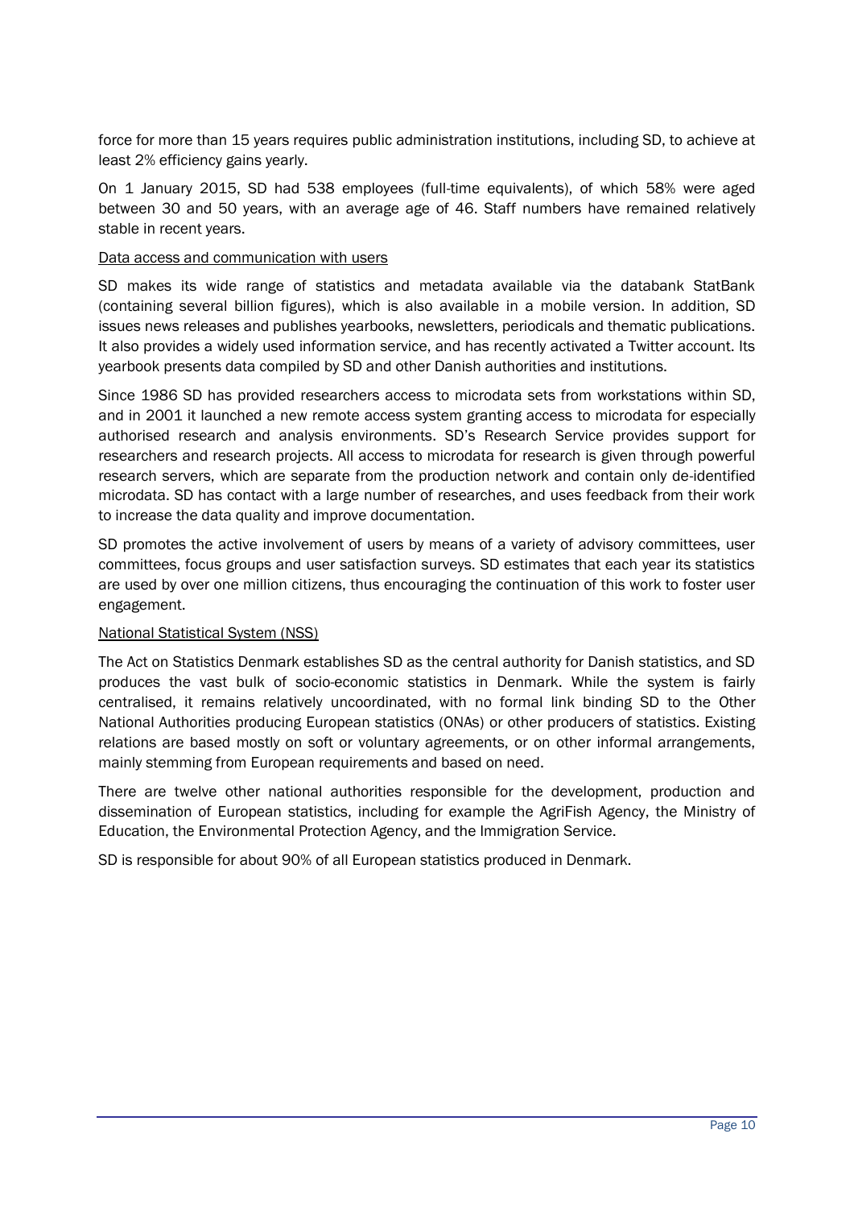force for more than 15 years requires public administration institutions, including SD, to achieve at least 2% efficiency gains yearly.

On 1 January 2015, SD had 538 employees (full-time equivalents), of which 58% were aged between 30 and 50 years, with an average age of 46. Staff numbers have remained relatively stable in recent years.

<u>Data access and communication with users</u>

SD makes its wide range of statistics and metadata available via the databank StatBank (containing several billion figures), which is also available in a mobile version. In addition, SD issues news releases and publishes yearbooks, newsletters, periodicals and thematic publications. It also provides a widely used information service, and has recently activated a Twitter account. Its yearbook presents data compiled by SD and other Danish authorities and institutions.

Since 1986 SD has provided researchers access to microdata sets from workstations within SD, and in 2001 it launched a new remote access system granting access to microdata for especially authorised research and analysis environments. SD's Research Service provides support for researchers and research projects. All access to microdata for research is given through powerful research servers, which are separate from the production network and contain only de-identified microdata. SD has contact with a large number of researches, and uses feedback from their work to increase the data quality and improve documentation.

SD promotes the active involvement of users by means of a variety of advisory committees, user committees, focus groups and user satisfaction surveys. SD estimates that each year its statistics are used by over one million citizens, thus encouraging the continuation of this work to foster user engagement.

<u>National Statistical System (NSS)</u>

The Act on Statistics Denmark establishes SD as the central authority for Danish statistics, and SD produces the vast bulk of socio-economic statistics in Denmark. While the system is fairly centralised, it remains relatively uncoordinated, with no formal link binding SD to the Other National Authorities producing European statistics (ONAs) or other producers of statistics. Existing relations are based mostly on soft or voluntary agreements, or on other informal arrangements, mainly stemming from European requirements and based on need.

There are twelve other national authorities responsible for the development, production and dissemination of European statistics, including for example the AgriFish Agency, the Ministry of Education, the Environmental Protection Agency, and the Immigration Service.

SD is responsible for about 90% of all European statistics produced in Denmark.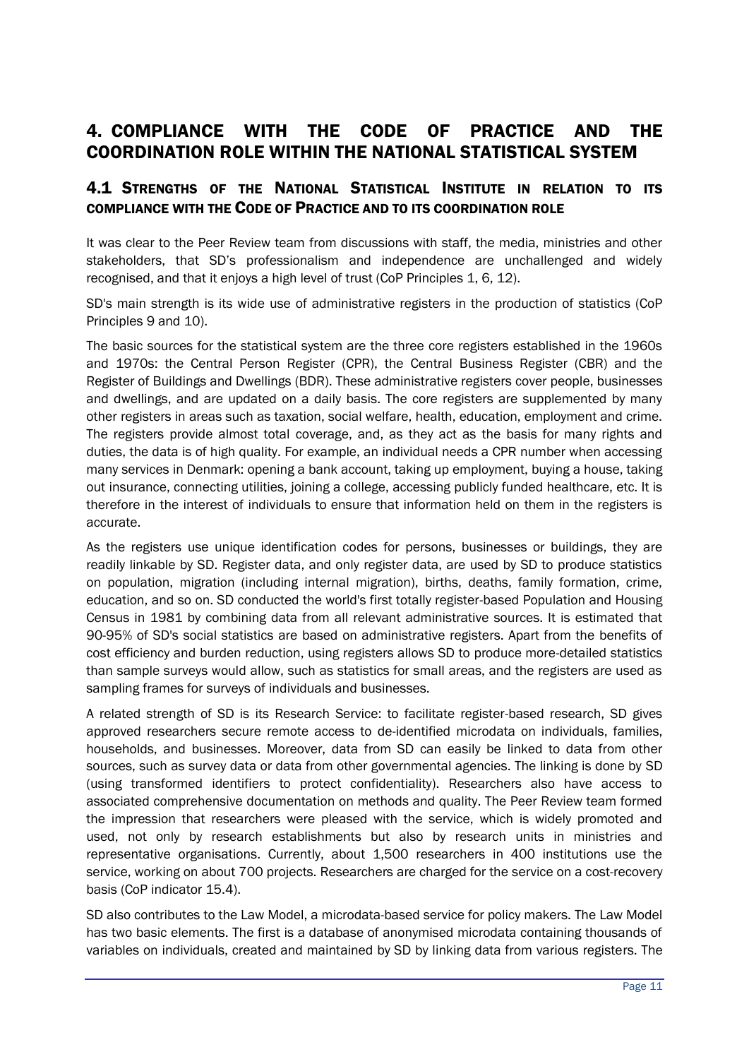# 4. COMPLIANCE WITH THE CODE OF PRACTICE AND THE COORDINATION ROLE WITHIN THE NATIONAL STATISTICAL SYSTEM

## 4.1 STRENGTHS OF THE NATIONAL STATISTICAL INSTITUTE IN RELATION TO ITS COMPLIANCE WITH THE CODE OF PRACTICE AND TO ITS COORDINATION ROLE

It was clear to the Peer Review team from discussions with staff, the media, ministries and other stakeholders, that SD's professionalism and independence are unchallenged and widely recognised, and that it enjoys a high level of trust (CoP Principles 1, 6, 12).

SD's main strength is its wide use of administrative registers in the production of statistics (CoP Principles 9 and 10).

The basic sources for the statistical system are the three core registers established in the 1960s and 1970s: the Central Person Register (CPR), the Central Business Register (CBR) and the Register of Buildings and Dwellings (BDR). These administrative registers cover people, businesses and dwellings, and are updated on a daily basis. The core registers are supplemented by many other registers in areas such as taxation, social welfare, health, education, employment and crime. The registers provide almost total coverage, and, as they act as the basis for many rights and duties, the data is of high quality. For example, an individual needs a CPR number when accessing many services in Denmark: opening a bank account, taking up employment, buying a house, taking out insurance, connecting utilities, joining a college, accessing publicly funded healthcare, etc. It is therefore in the interest of individuals to ensure that information held on them in the registers is accurate.

As the registers use unique identification codes for persons, businesses or buildings, they are readily linkable by SD. Register data, and only register data, are used by SD to produce statistics on population, migration (including internal migration), births, deaths, family formation, crime, education, and so on. SD conducted the world's first totally register-based Population and Housing Census in 1981 by combining data from all relevant administrative sources. It is estimated that 90-95% of SD's social statistics are based on administrative registers. Apart from the benefits of cost efficiency and burden reduction, using registers allows SD to produce more-detailed statistics than sample surveys would allow, such as statistics for small areas, and the registers are used as sampling frames for surveys of individuals and businesses.

A related strength of SD is its Research Service: to facilitate register-based research, SD gives approved researchers secure remote access to de-identified microdata on individuals, families, households, and businesses. Moreover, data from SD can easily be linked to data from other sources, such as survey data or data from other governmental agencies. The linking is done by SD (using transformed identifiers to protect confidentiality). Researchers also have access to associated comprehensive documentation on methods and quality. The Peer Review team formed the impression that researchers were pleased with the service, which is widely promoted and used, not only by research establishments but also by research units in ministries and representative organisations. Currently, about 1,500 researchers in 400 institutions use the service, working on about 700 projects. Researchers are charged for the service on a cost-recovery basis (CoP indicator 15.4).

SD also contributes to the Law Model, a microdata-based service for policy makers. The Law Model has two basic elements. The first is a database of anonymised microdata containing thousands of variables on individuals, created and maintained by SD by linking data from various registers. The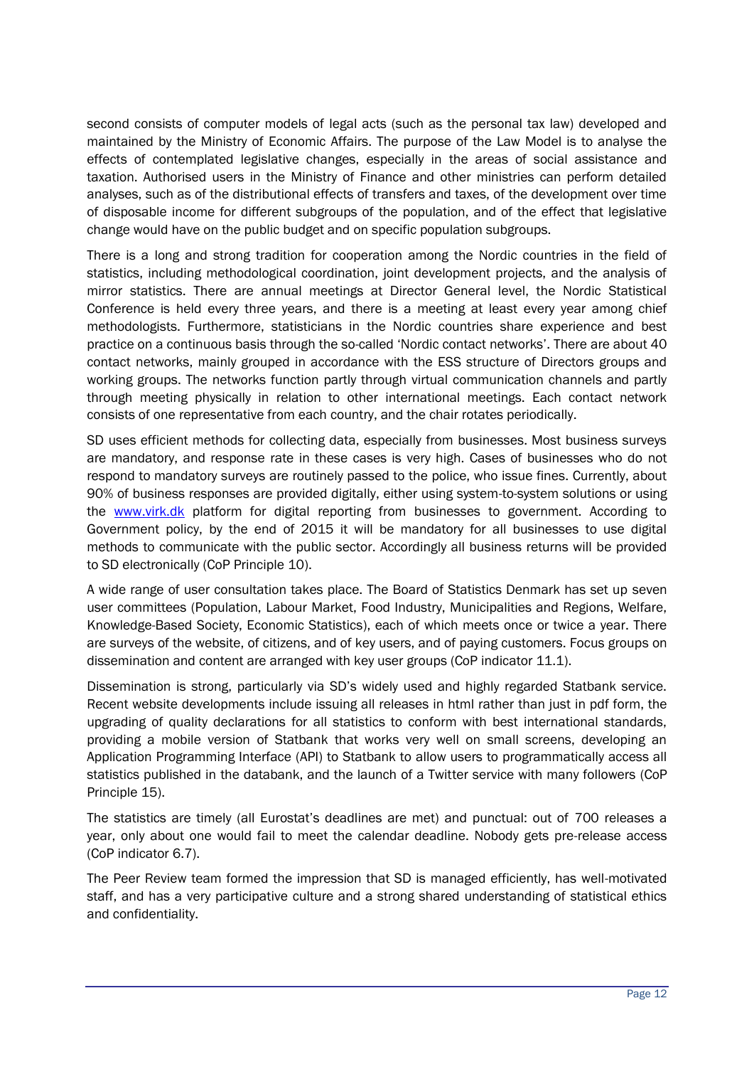second consists of computer models of legal acts (such as the personal tax law) developed and maintained by the Ministry of Economic Affairs. The purpose of the Law Model is to analyse the effects of contemplated legislative changes, especially in the areas of social assistance and taxation. Authorised users in the Ministry of Finance and other ministries can perform detailed analyses, such as of the distributional effects of transfers and taxes, of the development over time of disposable income for different subgroups of the population, and of the effect that legislative change would have on the public budget and on specific population subgroups.

There is a long and strong tradition for cooperation among the Nordic countries in the field of statistics, including methodological coordination, joint development projects, and the analysis of mirror statistics. There are annual meetings at Director General level, the Nordic Statistical Conference is held every three years, and there is a meeting at least every year among chief methodologists. Furthermore, statisticians in the Nordic countries share experience and best practice on a continuous basis through the so-called 'Nordic contact networks'. There are about 40 contact networks, mainly grouped in accordance with the ESS structure of Directors groups and working groups. The networks function partly through virtual communication channels and partly through meeting physically in relation to other international meetings. Each contact network consists of one representative from each country, and the chair rotates periodically.

SD uses efficient methods for collecting data, especially from businesses. Most business surveys are mandatory, and response rate in these cases is very high. Cases of businesses who do not respond to mandatory surveys are routinely passed to the police, who issue fines. Currently, about 90% of business responses are provided digitally, either using system-to-system solutions or using the [www.virk.dk](http://www.virk.dk) platform for digital reporting from businesses to government. According to Government policy, by the end of 2015 it will be mandatory for all businesses to use digital methods to communicate with the public sector. Accordingly all business returns will be provided to SD electronically (CoP Principle 10).

A wide range of user consultation takes place. The Board of Statistics Denmark has set up seven user committees (Population, Labour Market, Food Industry, Municipalities and Regions, Welfare, Knowledge-Based Society, Economic Statistics), each of which meets once or twice a year. There are surveys of the website, of citizens, and of key users, and of paying customers. Focus groups on dissemination and content are arranged with key user groups (CoP indicator 11.1).

Dissemination is strong, particularly via SD's widely used and highly regarded Statbank service. Recent website developments include issuing all releases in html rather than just in pdf form, the upgrading of quality declarations for all statistics to conform with best international standards, providing a mobile version of Statbank that works very well on small screens, developing an Application Programming Interface (API) to Statbank to allow users to programmatically access all statistics published in the databank, and the launch of a Twitter service with many followers (CoP Principle 15).

The statistics are timely (all Eurostat's deadlines are met) and punctual: out of 700 releases a year, only about one would fail to meet the calendar deadline. Nobody gets pre-release access (CoP indicator 6.7).

The Peer Review team formed the impression that SD is managed efficiently, has well-motivated staff, and has a very participative culture and a strong shared understanding of statistical ethics and confidentiality.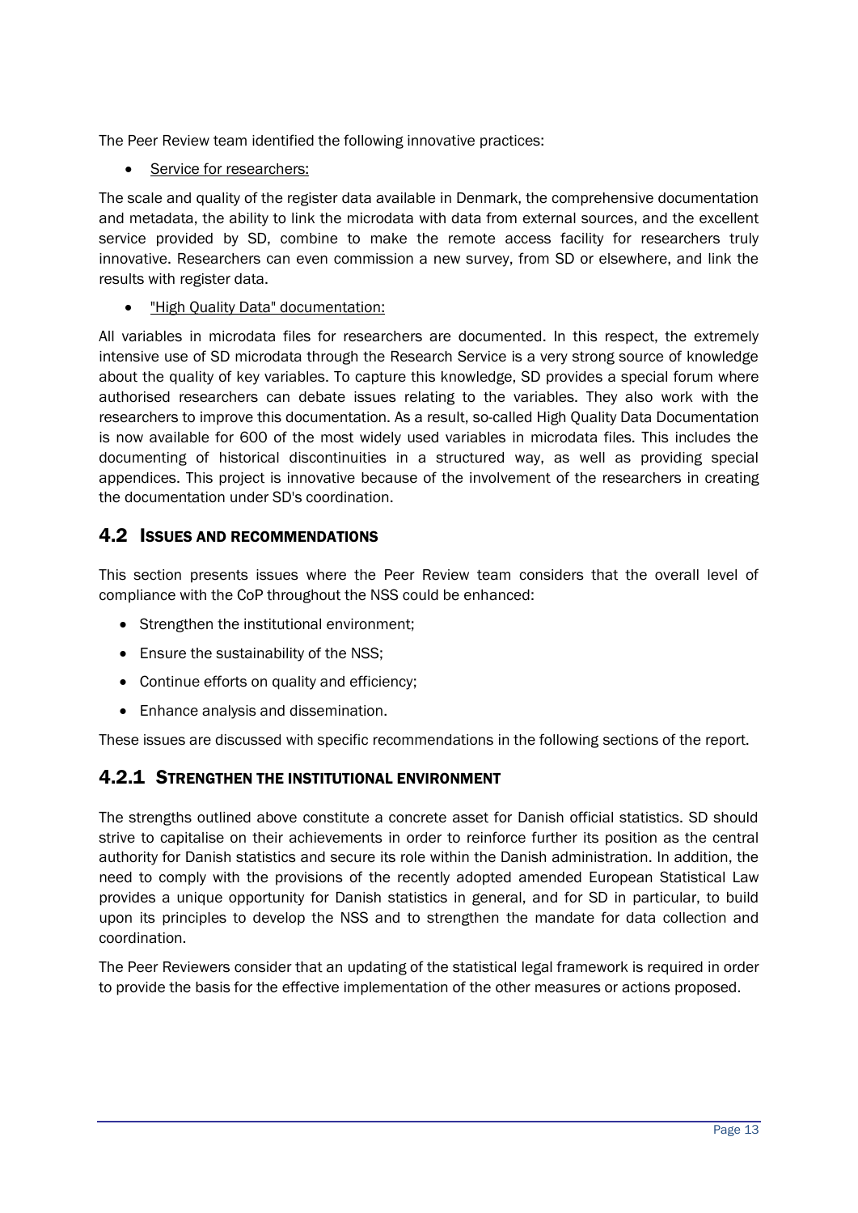The Peer Review team identified the following innovative practices:

- Service for researchers:

The scale and quality of the register data available in Denmark, the comprehensive documentation and metadata, the ability to link the microdata with data from external sources, and the excellent service provided by SD, combine to make the remote access facility for researchers truly innovative. Researchers can even commission a new survey, from SD or elsewhere, and link the results with register data.

- "High Quality Data" documentation:

All variables in microdata files for researchers are documented. In this respect, the extremely intensive use of SD microdata through the Research Service is a very strong source of knowledge about the quality of key variables. To capture this knowledge, SD provides a special forum where authorised researchers can debate issues relating to the variables. They also work with the researchers to improve this documentation. As a result, so-called High Quality Data Documentation is now available for 600 of the most widely used variables in microdata files. This includes the documenting of historical discontinuities in a structured way, as well as providing special appendices. This project is innovative because of the involvement of the researchers in creating the documentation under SD's coordination.

## 4.2 Issues and Recommendations

This section presents issues where the Peer Review team considers that the overall level of compliance with the CoP throughout the NSS could be enhanced:

- Strengthen the institutional environment;
- Ensure the sustainability of the NSS;
- Continue efforts on quality and efficiency;
- Enhance analysis and dissemination.

These issues are discussed with specific recommendations in the following sections of the report.

### 4.2.1 Strengthen the Institutional Environment

The strengths outlined above constitute a concrete asset for Danish official statistics. SD should strive to capitalise on their achievements in order to reinforce further its position as the central authority for Danish statistics and secure its role within the Danish administration. In addition, the need to comply with the provisions of the recently adopted amended European Statistical Law provides a unique opportunity for Danish statistics in general, and for SD in particular, to build upon its principles to develop the NSS and to strengthen the mandate for data collection and coordination.

The Peer Reviewers consider that an updating of the statistical legal framework is required in order to provide the basis for the effective implementation of the other measures or actions proposed.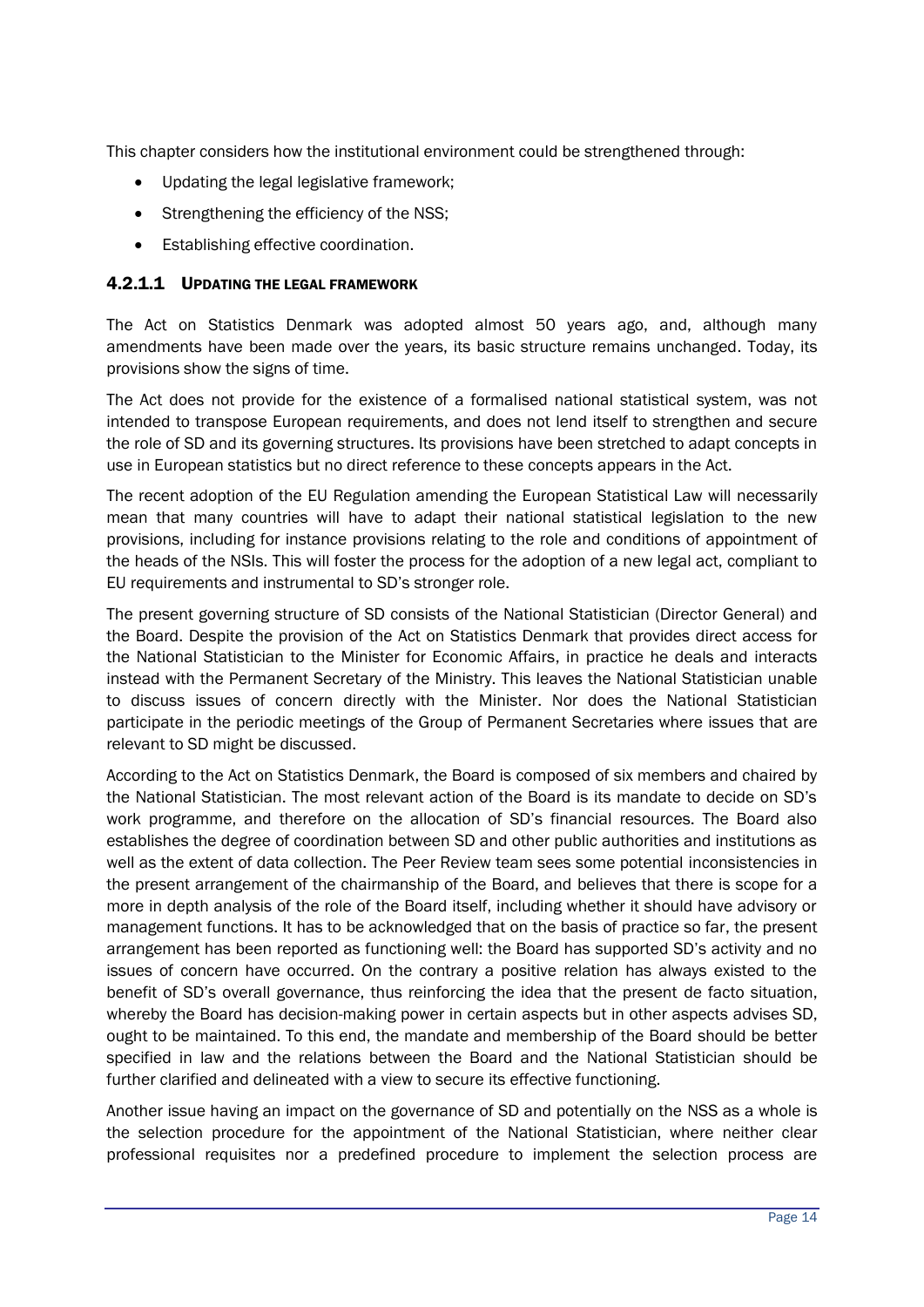This chapter considers how the institutional environment could be strengthened through:

- Updating the legal legislative framework;
- Strengthening the efficiency of the NSS;
- Establishing effective coordination.

#### 4.2.1.1 UPDATING THE LEGAL FRAMEWORK

The Act on Statistics Denmark was adopted almost 50 years ago, and, although many amendments have been made over the years, its basic structure remains unchanged. Today, its provisions show the signs of time.

The Act does not provide for the existence of a formalised national statistical system, was not intended to transpose European requirements, and does not lend itself to strengthen and secure the role of SD and its governing structures. Its provisions have been stretched to adapt concepts in use in European statistics but no direct reference to these concepts appears in the Act.

The recent adoption of the EU Regulation amending the European Statistical Law will necessarily mean that many countries will have to adapt their national statistical legislation to the new provisions, including for instance provisions relating to the role and conditions of appointment of the heads of the NSIs. This will foster the process for the adoption of a new legal act, compliant to EU requirements and instrumental to SD's stronger role.

The present governing structure of SD consists of the National Statistician (Director General) and the Board. Despite the provision of the Act on Statistics Denmark that provides direct access for the National Statistician to the Minister for Economic Affairs, in practice he deals and interacts instead with the Permanent Secretary of the Ministry. This leaves the National Statistician unable to discuss issues of concern directly with the Minister. Nor does the National Statistician participate in the periodic meetings of the Group of Permanent Secretaries where issues that are relevant to SD might be discussed.

According to the Act on Statistics Denmark, the Board is composed of six members and chaired by the National Statistician. The most relevant action of the Board is its mandate to decide on SD's work programme, and therefore on the allocation of SD's financial resources. The Board also establishes the degree of coordination between SD and other public authorities and institutions as well as the extent of data collection. The Peer Review team sees some potential inconsistencies in the present arrangement of the chairmanship of the Board, and believes that there is scope for a more in depth analysis of the role of the Board itself, including whether it should have advisory or management functions. It has to be acknowledged that on the basis of practice so far, the present arrangement has been reported as functioning well: the Board has supported SD's activity and no issues of concern have occurred. On the contrary a positive relation has always existed to the benefit of SD's overall governance, thus reinforcing the idea that the present de facto situation, whereby the Board has decision-making power in certain aspects but in other aspects advises SD, ought to be maintained. To this end, the mandate and membership of the Board should be better specified in law and the relations between the Board and the National Statistician should be further clarified and delineated with a view to secure its effective functioning.

Another issue having an impact on the governance of SD and potentially on the NSS as a whole is the selection procedure for the appointment of the National Statistician, where neither clear professional requisites nor a predefined procedure to implement the selection process are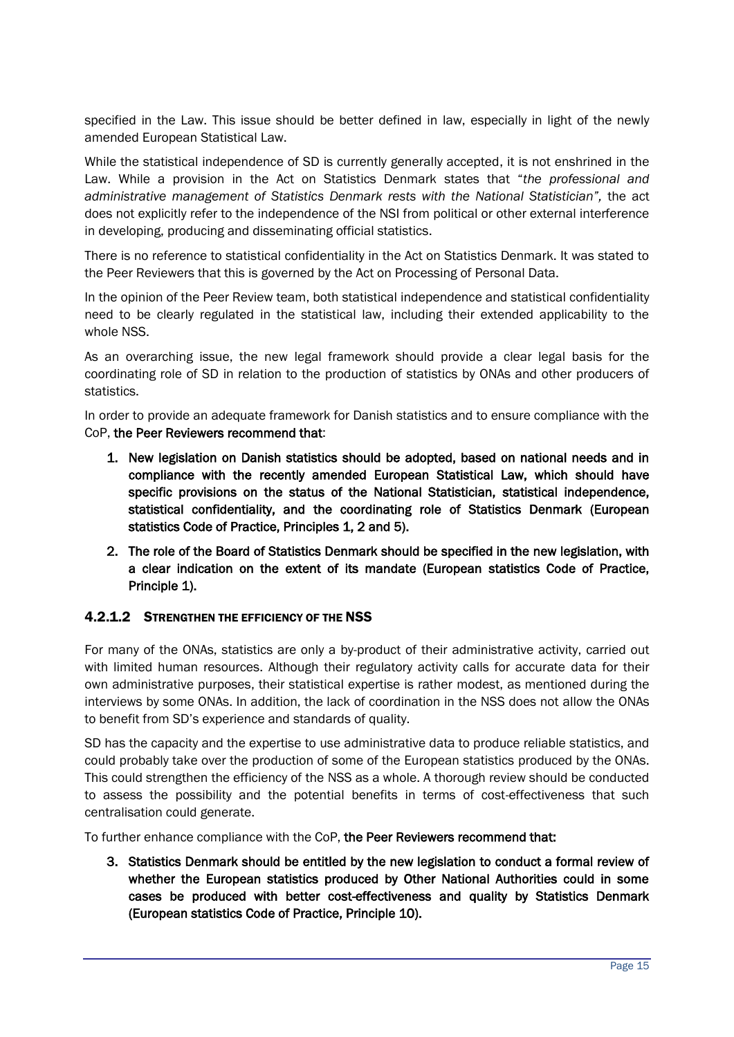specified in the Law. This issue should be better defined in law, especially in light of the newly amended European Statistical Law.

While the statistical independence of SD is currently generally accepted, it is not enshrined in the Law. While a provision in the Act on Statistics Denmark states that "*the professional and administrative management of Statistics Denmark rests with the National Statistician",* the act does not explicitly refer to the independence of the NSI from political or other external interference in developing, producing and disseminating official statistics.

There is no reference to statistical confidentiality in the Act on Statistics Denmark. It was stated to the Peer Reviewers that this is governed by the Act on Processing of Personal Data.

In the opinion of the Peer Review team, both statistical independence and statistical confidentiality need to be clearly regulated in the statistical law, including their extended applicability to the whole NSS.

As an overarching issue, the new legal framework should provide a clear legal basis for the coordinating role of SD in relation to the production of statistics by ONAs and other producers of statistics.

In order to provide an adequate framework for Danish statistics and to ensure compliance with the CoP, **the Peer Reviewers recommend that**:

1. **New legislation on Danish statistics should be adopted, based on national needs and in compliance with the recently amended European Statistical Law, which should have specific provisions on the status of the National Statistician, statistical independence, statistical confidentiality, and the coordinating role of Statistics Denmark (European statistics Code of Practice, Principles 1, 2 and 5).**
2. **The role of the Board of Statistics Denmark should be specified in the new legislation, with a clear indication on the extent of its mandate (European statistics Code of Practice, Principle 1).**

#### 4.2.1.2 STRENGTHEN THE EFFICIENCY OF THE NSS

For many of the ONAs, statistics are only a by-product of their administrative activity, carried out with limited human resources. Although their regulatory activity calls for accurate data for their own administrative purposes, their statistical expertise is rather modest, as mentioned during the interviews by some ONAs. In addition, the lack of coordination in the NSS does not allow the ONAs to benefit from SD's experience and standards of quality.

SD has the capacity and the expertise to use administrative data to produce reliable statistics, and could probably take over the production of some of the European statistics produced by the ONAs. This could strengthen the efficiency of the NSS as a whole. A thorough review should be conducted to assess the possibility and the potential benefits in terms of cost-effectiveness that such centralisation could generate.

To further enhance compliance with the CoP, **the Peer Reviewers recommend that:**

3. **Statistics Denmark should be entitled by the new legislation to conduct a formal review of whether the European statistics produced by Other National Authorities could in some cases be produced with better cost-effectiveness and quality by Statistics Denmark (European statistics Code of Practice, Principle 10).**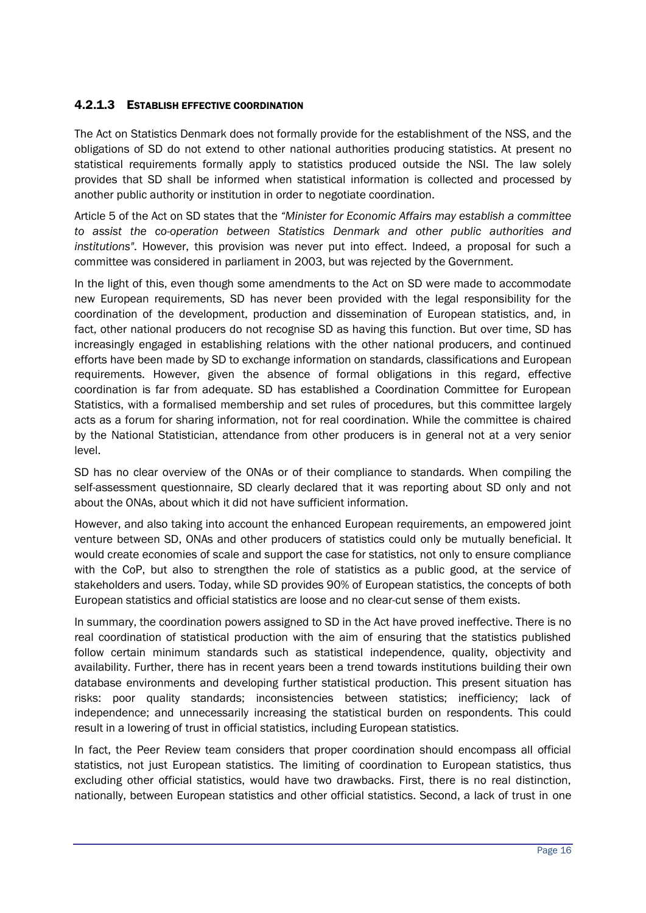#### 4.2.1.3 ESTABLISH EFFECTIVE COORDINATION

The Act on Statistics Denmark does not formally provide for the establishment of the NSS, and the obligations of SD do not extend to other national authorities producing statistics. At present no statistical requirements formally apply to statistics produced outside the NSI. The law solely provides that SD shall be informed when statistical information is collected and processed by another public authority or institution in order to negotiate coordination.

Article 5 of the Act on SD states that the *"Minister for Economic Affairs may establish a committee to assist the co-operation between Statistics Denmark and other public authorities and institutions"*. However, this provision was never put into effect. Indeed, a proposal for such a committee was considered in parliament in 2003, but was rejected by the Government.

In the light of this, even though some amendments to the Act on SD were made to accommodate new European requirements, SD has never been provided with the legal responsibility for the coordination of the development, production and dissemination of European statistics, and, in fact, other national producers do not recognise SD as having this function. But over time, SD has increasingly engaged in establishing relations with the other national producers, and continued efforts have been made by SD to exchange information on standards, classifications and European requirements. However, given the absence of formal obligations in this regard, effective coordination is far from adequate. SD has established a Coordination Committee for European Statistics, with a formalised membership and set rules of procedures, but this committee largely acts as a forum for sharing information, not for real coordination. While the committee is chaired by the National Statistician, attendance from other producers is in general not at a very senior level.

SD has no clear overview of the ONAs or of their compliance to standards. When compiling the self-assessment questionnaire, SD clearly declared that it was reporting about SD only and not about the ONAs, about which it did not have sufficient information.

However, and also taking into account the enhanced European requirements, an empowered joint venture between SD, ONAs and other producers of statistics could only be mutually beneficial. It would create economies of scale and support the case for statistics, not only to ensure compliance with the CoP, but also to strengthen the role of statistics as a public good, at the service of stakeholders and users. Today, while SD provides 90% of European statistics, the concepts of both European statistics and official statistics are loose and no clear-cut sense of them exists.

In summary, the coordination powers assigned to SD in the Act have proved ineffective. There is no real coordination of statistical production with the aim of ensuring that the statistics published follow certain minimum standards such as statistical independence, quality, objectivity and availability. Further, there has in recent years been a trend towards institutions building their own database environments and developing further statistical production. This present situation has risks: poor quality standards; inconsistencies between statistics; inefficiency; lack of independence; and unnecessarily increasing the statistical burden on respondents. This could result in a lowering of trust in official statistics, including European statistics.

In fact, the Peer Review team considers that proper coordination should encompass all official statistics, not just European statistics. The limiting of coordination to European statistics, thus excluding other official statistics, would have two drawbacks. First, there is no real distinction, nationally, between European statistics and other official statistics. Second, a lack of trust in one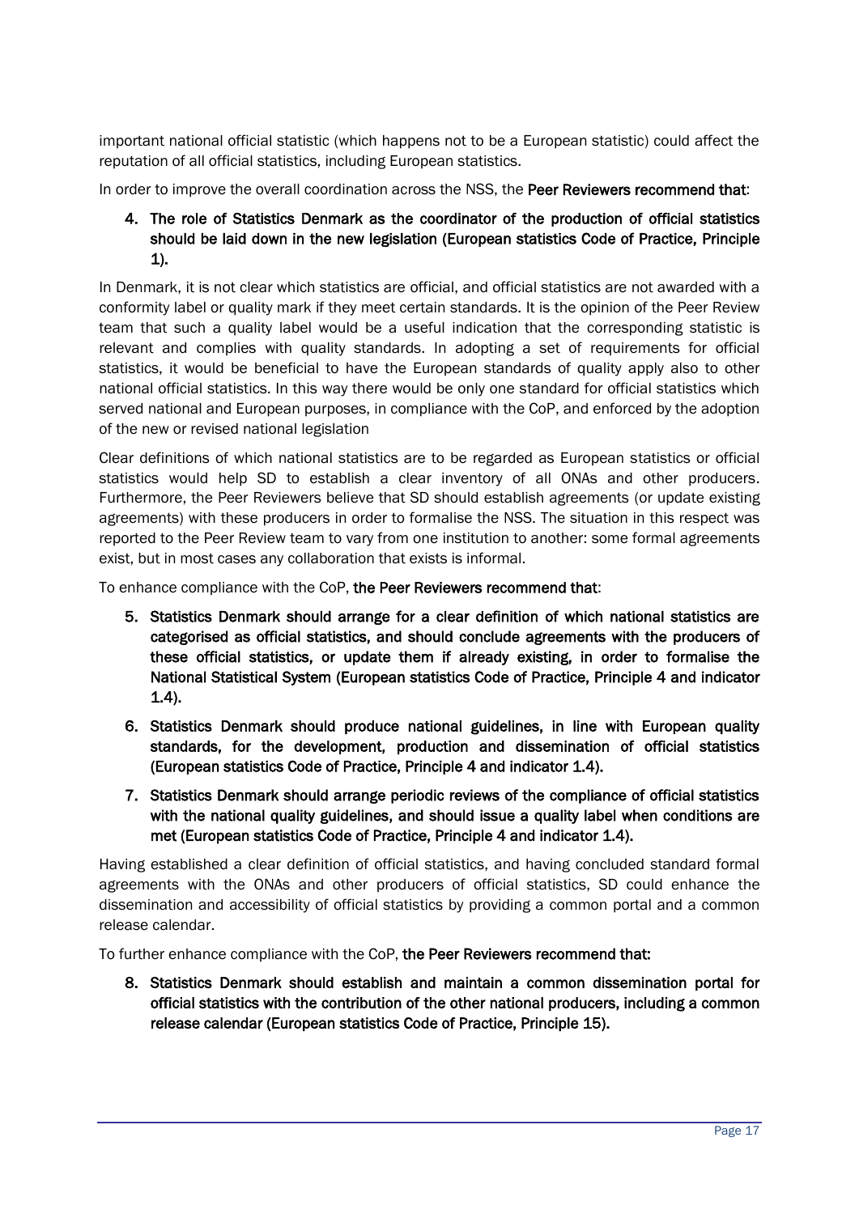important national official statistic (which happens not to be a European statistic) could affect the reputation of all official statistics, including European statistics.

In order to improve the overall coordination across the NSS, the **Peer Reviewers recommend that**:

4. **The role of Statistics Denmark as the coordinator of the production of official statistics should be laid down in the new legislation (European statistics Code of Practice, Principle 1).**

In Denmark, it is not clear which statistics are official, and official statistics are not awarded with a conformity label or quality mark if they meet certain standards. It is the opinion of the Peer Review team that such a quality label would be a useful indication that the corresponding statistic is relevant and complies with quality standards. In adopting a set of requirements for official statistics, it would be beneficial to have the European standards of quality apply also to other national official statistics. In this way there would be only one standard for official statistics which served national and European purposes, in compliance with the CoP, and enforced by the adoption of the new or revised national legislation

Clear definitions of which national statistics are to be regarded as European statistics or official statistics would help SD to establish a clear inventory of all ONAs and other producers. Furthermore, the Peer Reviewers believe that SD should establish agreements (or update existing agreements) with these producers in order to formalise the NSS. The situation in this respect was reported to the Peer Review team to vary from one institution to another: some formal agreements exist, but in most cases any collaboration that exists is informal.

To enhance compliance with the CoP, **the Peer Reviewers recommend that**:

5. **Statistics Denmark should arrange for a clear definition of which national statistics are categorised as official statistics, and should conclude agreements with the producers of these official statistics, or update them if already existing, in order to formalise the National Statistical System (European statistics Code of Practice, Principle 4 and indicator 1.4).**
6. **Statistics Denmark should produce national guidelines, in line with European quality standards, for the development, production and dissemination of official statistics (European statistics Code of Practice, Principle 4 and indicator 1.4).**
7. **Statistics Denmark should arrange periodic reviews of the compliance of official statistics with the national quality guidelines, and should issue a quality label when conditions are met (European statistics Code of Practice, Principle 4 and indicator 1.4).**

Having established a clear definition of official statistics, and having concluded standard formal agreements with the ONAs and other producers of official statistics, SD could enhance the dissemination and accessibility of official statistics by providing a common portal and a common release calendar.

To further enhance compliance with the CoP, **the Peer Reviewers recommend that:**

8. **Statistics Denmark should establish and maintain a common dissemination portal for official statistics with the contribution of the other national producers, including a common release calendar (European statistics Code of Practice, Principle 15).**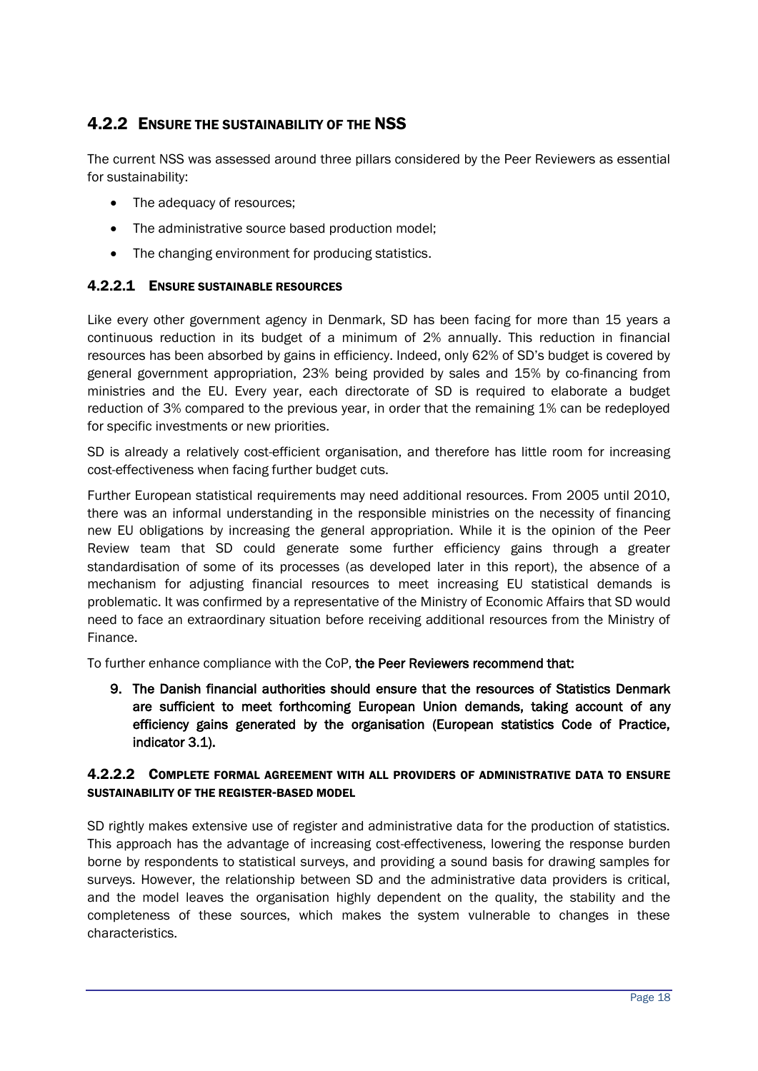### 4.2.2 ENSURE THE SUSTAINABILITY OF THE NSS

The current NSS was assessed around three pillars considered by the Peer Reviewers as essential for sustainability:

- The adequacy of resources;
- The administrative source based production model;
- The changing environment for producing statistics.

#### 4.2.2.1 ENSURE SUSTAINABLE RESOURCES

Like every other government agency in Denmark, SD has been facing for more than 15 years a continuous reduction in its budget of a minimum of 2% annually. This reduction in financial resources has been absorbed by gains in efficiency. Indeed, only 62% of SD's budget is covered by general government appropriation, 23% being provided by sales and 15% by co-financing from ministries and the EU. Every year, each directorate of SD is required to elaborate a budget reduction of 3% compared to the previous year, in order that the remaining 1% can be redeployed for specific investments or new priorities.

SD is already a relatively cost-efficient organisation, and therefore has little room for increasing cost-effectiveness when facing further budget cuts.

Further European statistical requirements may need additional resources. From 2005 until 2010, there was an informal understanding in the responsible ministries on the necessity of financing new EU obligations by increasing the general appropriation. While it is the opinion of the Peer Review team that SD could generate some further efficiency gains through a greater standardisation of some of its processes (as developed later in this report), the absence of a mechanism for adjusting financial resources to meet increasing EU statistical demands is problematic. It was confirmed by a representative of the Ministry of Economic Affairs that SD would need to face an extraordinary situation before receiving additional resources from the Ministry of Finance.

To further enhance compliance with the CoP, **the Peer Reviewers recommend that:**

9. **The Danish financial authorities should ensure that the resources of Statistics Denmark are sufficient to meet forthcoming European Union demands, taking account of any efficiency gains generated by the organisation (European statistics Code of Practice, indicator 3.1).**

#### 4.2.2.2 COMPLETE FORMAL AGREEMENT WITH ALL PROVIDERS OF ADMINISTRATIVE DATA TO ENSURE SUSTAINABILITY OF THE REGISTER-BASED MODEL

SD rightly makes extensive use of register and administrative data for the production of statistics. This approach has the advantage of increasing cost-effectiveness, lowering the response burden borne by respondents to statistical surveys, and providing a sound basis for drawing samples for surveys. However, the relationship between SD and the administrative data providers is critical, and the model leaves the organisation highly dependent on the quality, the stability and the completeness of these sources, which makes the system vulnerable to changes in these characteristics.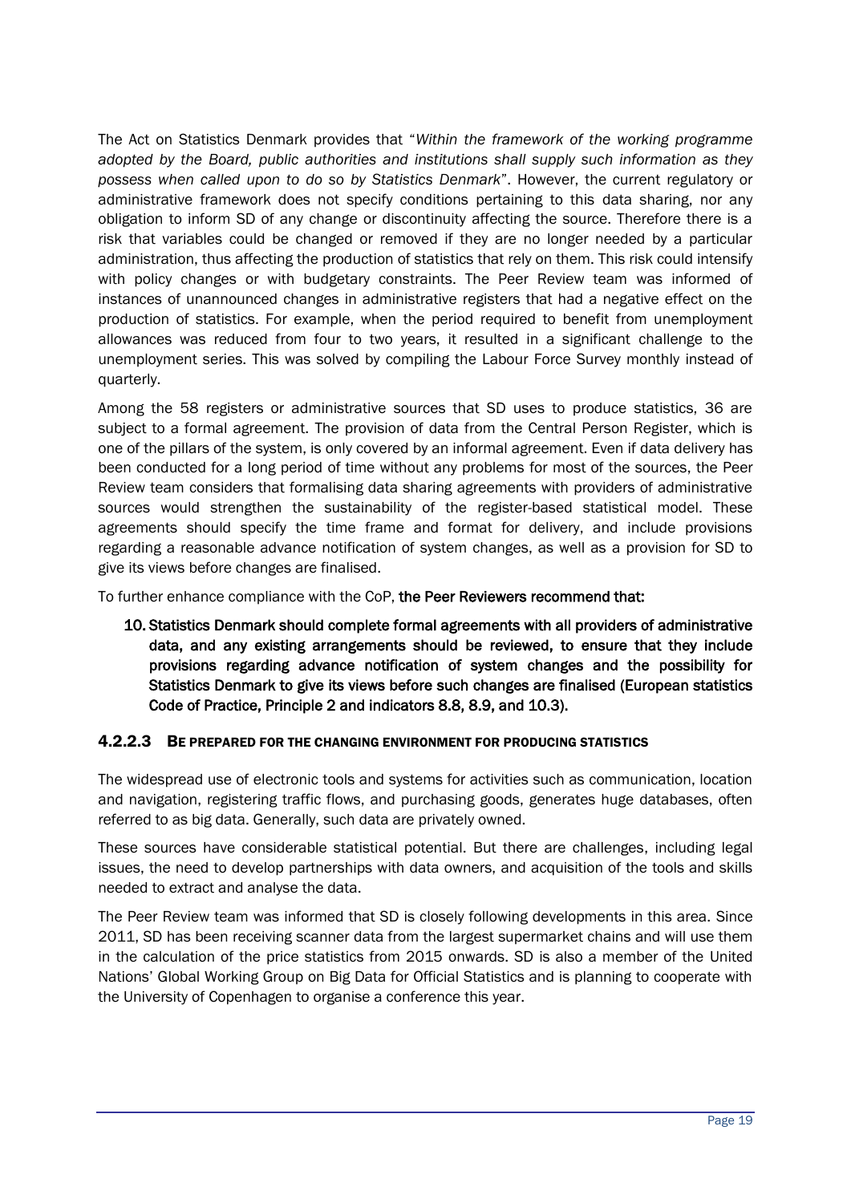The Act on Statistics Denmark provides that "*Within the framework of the working programme adopted by the Board, public authorities and institutions shall supply such information as they possess when called upon to do so by Statistics Denmark*". However, the current regulatory or administrative framework does not specify conditions pertaining to this data sharing, nor any obligation to inform SD of any change or discontinuity affecting the source. Therefore there is a risk that variables could be changed or removed if they are no longer needed by a particular administration, thus affecting the production of statistics that rely on them. This risk could intensify with policy changes or with budgetary constraints. The Peer Review team was informed of instances of unannounced changes in administrative registers that had a negative effect on the production of statistics. For example, when the period required to benefit from unemployment allowances was reduced from four to two years, it resulted in a significant challenge to the unemployment series. This was solved by compiling the Labour Force Survey monthly instead of quarterly.

Among the 58 registers or administrative sources that SD uses to produce statistics, 36 are subject to a formal agreement. The provision of data from the Central Person Register, which is one of the pillars of the system, is only covered by an informal agreement. Even if data delivery has been conducted for a long period of time without any problems for most of the sources, the Peer Review team considers that formalising data sharing agreements with providers of administrative sources would strengthen the sustainability of the register-based statistical model. These agreements should specify the time frame and format for delivery, and include provisions regarding a reasonable advance notification of system changes, as well as a provision for SD to give its views before changes are finalised.

To further enhance compliance with the CoP, **the Peer Reviewers recommend that:**

10. **Statistics Denmark should complete formal agreements with all providers of administrative data, and any existing arrangements should be reviewed, to ensure that they include provisions regarding advance notification of system changes and the possibility for Statistics Denmark to give its views before such changes are finalised (European statistics Code of Practice, Principle 2 and indicators 8.8, 8.9, and 10.3).**

#### 4.2.2.3 BE PREPARED FOR THE CHANGING ENVIRONMENT FOR PRODUCING STATISTICS

The widespread use of electronic tools and systems for activities such as communication, location and navigation, registering traffic flows, and purchasing goods, generates huge databases, often referred to as big data. Generally, such data are privately owned.

These sources have considerable statistical potential. But there are challenges, including legal issues, the need to develop partnerships with data owners, and acquisition of the tools and skills needed to extract and analyse the data.

The Peer Review team was informed that SD is closely following developments in this area. Since 2011, SD has been receiving scanner data from the largest supermarket chains and will use them in the calculation of the price statistics from 2015 onwards. SD is also a member of the United Nations' Global Working Group on Big Data for Official Statistics and is planning to cooperate with the University of Copenhagen to organise a conference this year.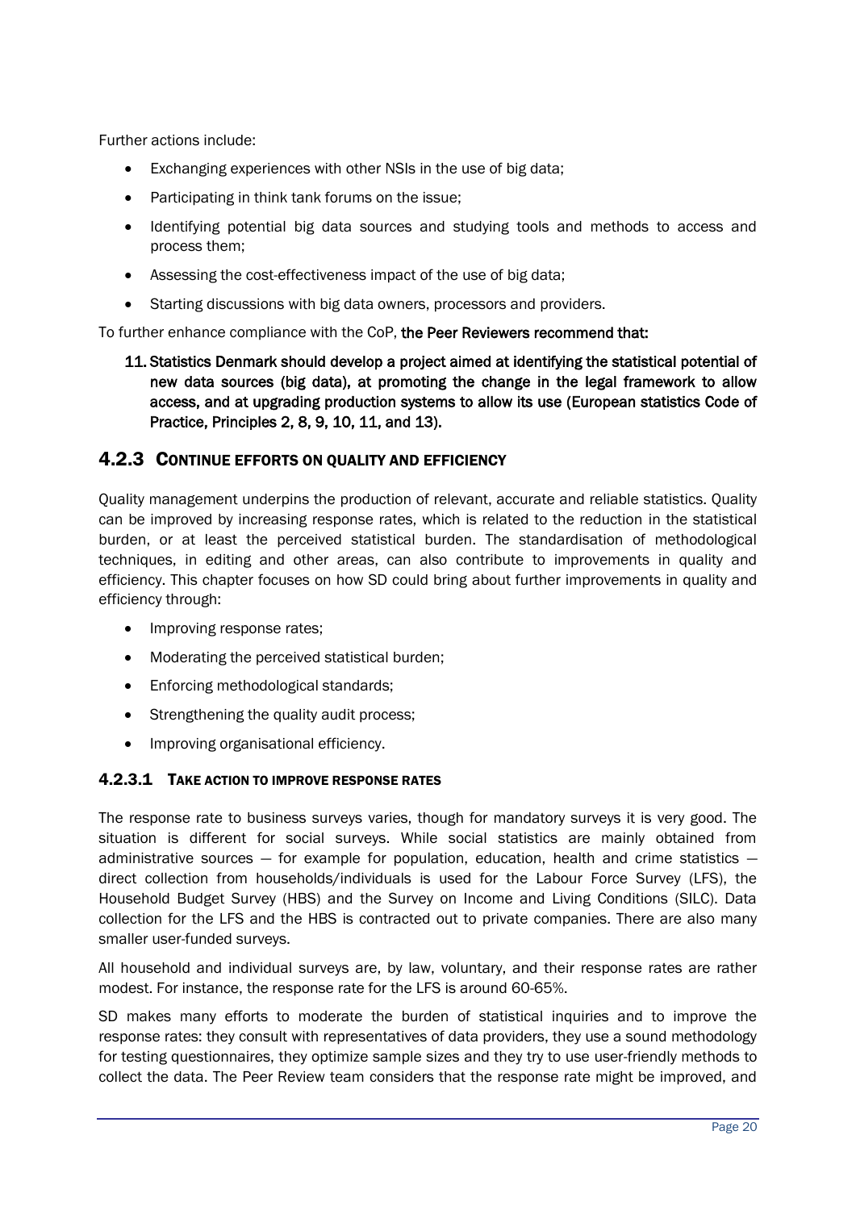Further actions include:

- Exchanging experiences with other NSIs in the use of big data;
- Participating in think tank forums on the issue;
- Identifying potential big data sources and studying tools and methods to access and process them;
- Assessing the cost-effectiveness impact of the use of big data;
- Starting discussions with big data owners, processors and providers.

To further enhance compliance with the CoP, **the Peer Reviewers recommend that:**

11. **Statistics Denmark should develop a project aimed at identifying the statistical potential of new data sources (big data), at promoting the change in the legal framework to allow access, and at upgrading production systems to allow its use (European statistics Code of Practice, Principles 2, 8, 9, 10, 11, and 13).**

### 4.2.3 CONTINUE EFFORTS ON QUALITY AND EFFICIENCY

Quality management underpins the production of relevant, accurate and reliable statistics. Quality can be improved by increasing response rates, which is related to the reduction in the statistical burden, or at least the perceived statistical burden. The standardisation of methodological techniques, in editing and other areas, can also contribute to improvements in quality and efficiency. This chapter focuses on how SD could bring about further improvements in quality and efficiency through:

- Improving response rates;
- Moderating the perceived statistical burden;
- Enforcing methodological standards;
- Strengthening the quality audit process;
- Improving organisational efficiency.

#### 4.2.3.1 TAKE ACTION TO IMPROVE RESPONSE RATES

The response rate to business surveys varies, though for mandatory surveys it is very good. The situation is different for social surveys. While social statistics are mainly obtained from administrative sources — for example for population, education, health and crime statistics — direct collection from households/individuals is used for the Labour Force Survey (LFS), the Household Budget Survey (HBS) and the Survey on Income and Living Conditions (SILC). Data collection for the LFS and the HBS is contracted out to private companies. There are also many smaller user-funded surveys.

All household and individual surveys are, by law, voluntary, and their response rates are rather modest. For instance, the response rate for the LFS is around 60-65%.

SD makes many efforts to moderate the burden of statistical inquiries and to improve the response rates: they consult with representatives of data providers, they use a sound methodology for testing questionnaires, they optimize sample sizes and they try to use user-friendly methods to collect the data. The Peer Review team considers that the response rate might be improved, and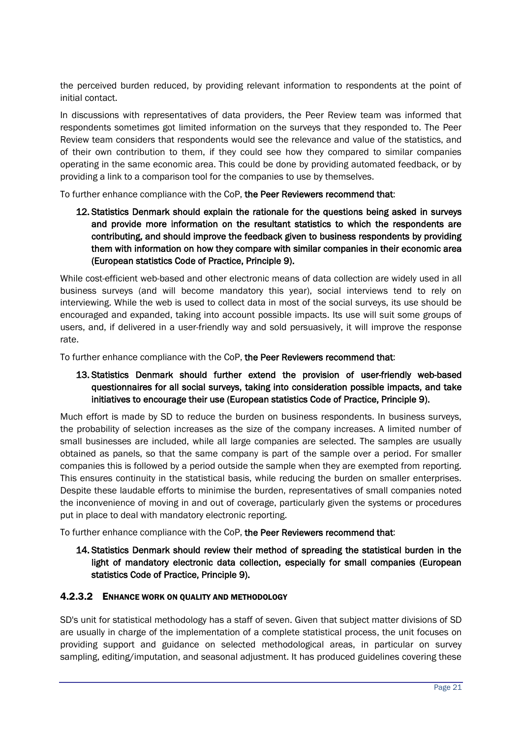the perceived burden reduced, by providing relevant information to respondents at the point of initial contact.

In discussions with representatives of data providers, the Peer Review team was informed that respondents sometimes got limited information on the surveys that they responded to. The Peer Review team considers that respondents would see the relevance and value of the statistics, and of their own contribution to them, if they could see how they compared to similar companies operating in the same economic area. This could be done by providing automated feedback, or by providing a link to a comparison tool for the companies to use by themselves.

To further enhance compliance with the CoP, **the Peer Reviewers recommend that**:

12. **Statistics Denmark should explain the rationale for the questions being asked in surveys and provide more information on the resultant statistics to which the respondents are contributing, and should improve the feedback given to business respondents by providing them with information on how they compare with similar companies in their economic area (European statistics Code of Practice, Principle 9).**

While cost-efficient web-based and other electronic means of data collection are widely used in all business surveys (and will become mandatory this year), social interviews tend to rely on interviewing. While the web is used to collect data in most of the social surveys, its use should be encouraged and expanded, taking into account possible impacts. Its use will suit some groups of users, and, if delivered in a user-friendly way and sold persuasively, it will improve the response rate.

To further enhance compliance with the CoP, **the Peer Reviewers recommend that**:

13. **Statistics Denmark should further extend the provision of user-friendly web-based questionnaires for all social surveys, taking into consideration possible impacts, and take initiatives to encourage their use (European statistics Code of Practice, Principle 9).**

Much effort is made by SD to reduce the burden on business respondents. In business surveys, the probability of selection increases as the size of the company increases. A limited number of small businesses are included, while all large companies are selected. The samples are usually obtained as panels, so that the same company is part of the sample over a period. For smaller companies this is followed by a period outside the sample when they are exempted from reporting. This ensures continuity in the statistical basis, while reducing the burden on smaller enterprises. Despite these laudable efforts to minimise the burden, representatives of small companies noted the inconvenience of moving in and out of coverage, particularly given the systems or procedures put in place to deal with mandatory electronic reporting.

To further enhance compliance with the CoP, **the Peer Reviewers recommend that**:

14. **Statistics Denmark should review their method of spreading the statistical burden in the light of mandatory electronic data collection, especially for small companies (European statistics Code of Practice, Principle 9).**

#### 4.2.3.2 ENHANCE WORK ON QUALITY AND METHODOLOGY

SD's unit for statistical methodology has a staff of seven. Given that subject matter divisions of SD are usually in charge of the implementation of a complete statistical process, the unit focuses on providing support and guidance on selected methodological areas, in particular on survey sampling, editing/imputation, and seasonal adjustment. It has produced guidelines covering these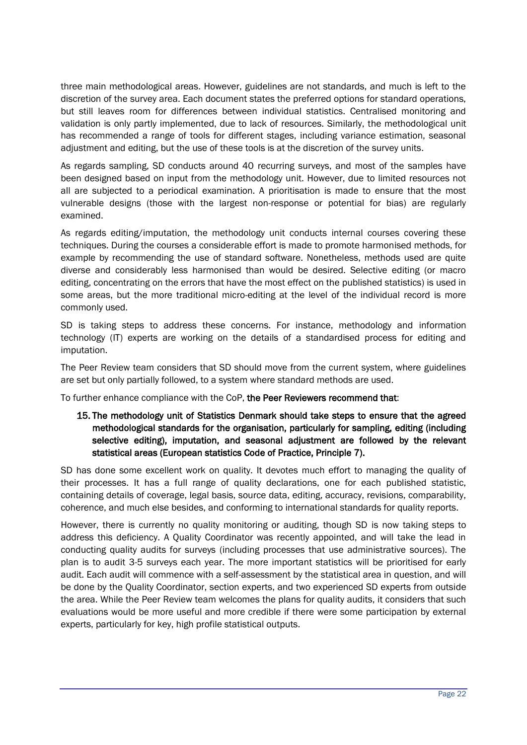three main methodological areas. However, guidelines are not standards, and much is left to the discretion of the survey area. Each document states the preferred options for standard operations, but still leaves room for differences between individual statistics. Centralised monitoring and validation is only partly implemented, due to lack of resources. Similarly, the methodological unit has recommended a range of tools for different stages, including variance estimation, seasonal adjustment and editing, but the use of these tools is at the discretion of the survey units.

As regards sampling, SD conducts around 40 recurring surveys, and most of the samples have been designed based on input from the methodology unit. However, due to limited resources not all are subjected to a periodical examination. A prioritisation is made to ensure that the most vulnerable designs (those with the largest non-response or potential for bias) are regularly examined.

As regards editing/imputation, the methodology unit conducts internal courses covering these techniques. During the courses a considerable effort is made to promote harmonised methods, for example by recommending the use of standard software. Nonetheless, methods used are quite diverse and considerably less harmonised than would be desired. Selective editing (or macro editing, concentrating on the errors that have the most effect on the published statistics) is used in some areas, but the more traditional micro-editing at the level of the individual record is more commonly used.

SD is taking steps to address these concerns. For instance, methodology and information technology (IT) experts are working on the details of a standardised process for editing and imputation.

The Peer Review team considers that SD should move from the current system, where guidelines are set but only partially followed, to a system where standard methods are used.

To further enhance compliance with the CoP, **the Peer Reviewers recommend that**:

15. **The methodology unit of Statistics Denmark should take steps to ensure that the agreed methodological standards for the organisation, particularly for sampling, editing (including selective editing), imputation, and seasonal adjustment are followed by the relevant statistical areas (European statistics Code of Practice, Principle 7).**

SD has done some excellent work on quality. It devotes much effort to managing the quality of their processes. It has a full range of quality declarations, one for each published statistic, containing details of coverage, legal basis, source data, editing, accuracy, revisions, comparability, coherence, and much else besides, and conforming to international standards for quality reports.

However, there is currently no quality monitoring or auditing, though SD is now taking steps to address this deficiency. A Quality Coordinator was recently appointed, and will take the lead in conducting quality audits for surveys (including processes that use administrative sources). The plan is to audit 3-5 surveys each year. The more important statistics will be prioritised for early audit. Each audit will commence with a self-assessment by the statistical area in question, and will be done by the Quality Coordinator, section experts, and two experienced SD experts from outside the area. While the Peer Review team welcomes the plans for quality audits, it considers that such evaluations would be more useful and more credible if there were some participation by external experts, particularly for key, high profile statistical outputs.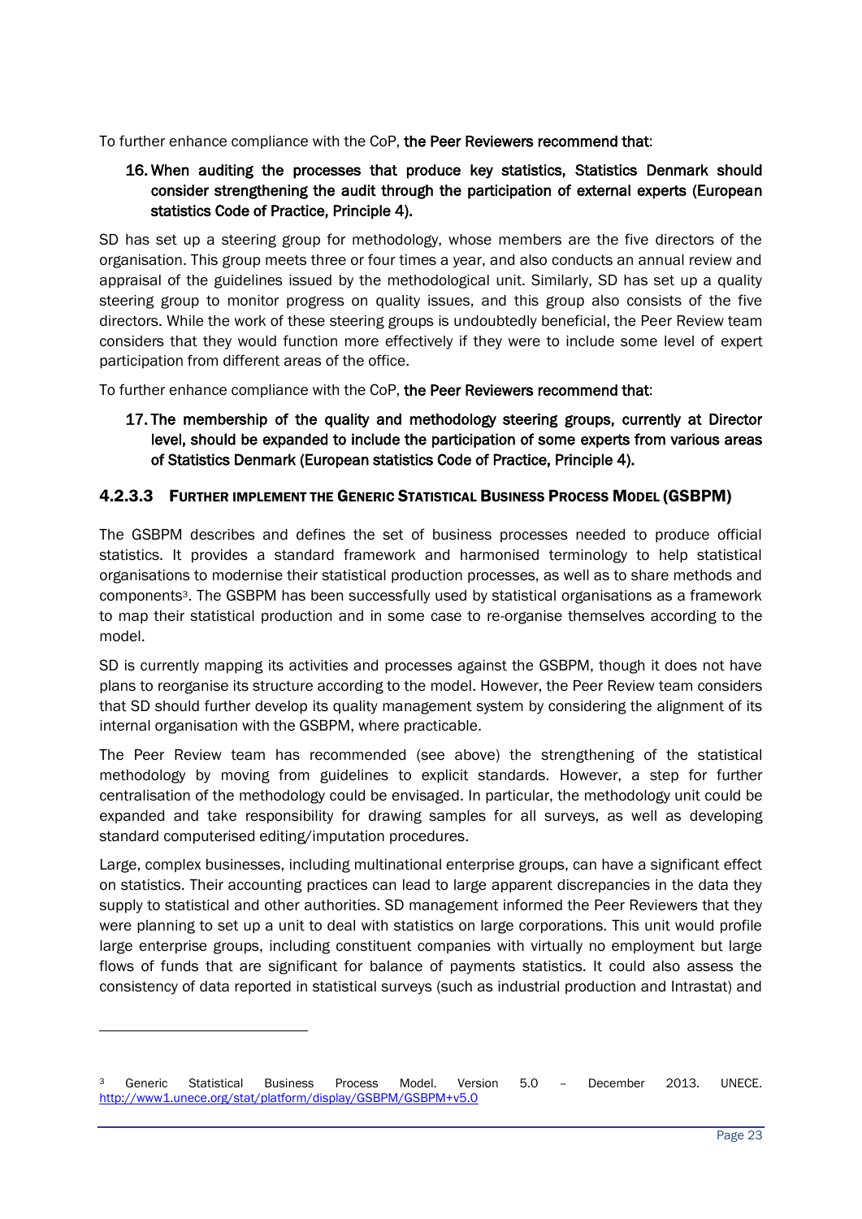To further enhance compliance with the CoP, **the Peer Reviewers recommend that**:

16. **When auditing the processes that produce key statistics, Statistics Denmark should consider strengthening the audit through the participation of external experts (European statistics Code of Practice, Principle 4).**

SD has set up a steering group for methodology, whose members are the five directors of the organisation. This group meets three or four times a year, and also conducts an annual review and appraisal of the guidelines issued by the methodological unit. Similarly, SD has set up a quality steering group to monitor progress on quality issues, and this group also consists of the five directors. While the work of these steering groups is undoubtedly beneficial, the Peer Review team considers that they would function more effectively if they were to include some level of expert participation from different areas of the office.

To further enhance compliance with the CoP, **the Peer Reviewers recommend that**:

17. **The membership of the quality and methodology steering groups, currently at Director level, should be expanded to include the participation of some experts from various areas of Statistics Denmark (European statistics Code of Practice, Principle 4).**

#### 4.2.3.3 FURTHER IMPLEMENT THE GENERIC STATISTICAL BUSINESS PROCESS MODEL (GSBPM)

The GSBPM describes and defines the set of business processes needed to produce official statistics. It provides a standard framework and harmonised terminology to help statistical organisations to modernise their statistical production processes, as well as to share methods and components[3]. The GSBPM has been successfully used by statistical organisations as a framework to map their statistical production and in some case to re-organise themselves according to the model.

SD is currently mapping its activities and processes against the GSBPM, though it does not have plans to reorganise its structure according to the model. However, the Peer Review team considers that SD should further develop its quality management system by considering the alignment of its internal organisation with the GSBPM, where practicable.

The Peer Review team has recommended (see above) the strengthening of the statistical methodology by moving from guidelines to explicit standards. However, a step for further centralisation of the methodology could be envisaged. In particular, the methodology unit could be expanded and take responsibility for drawing samples for all surveys, as well as developing standard computerised editing/imputation procedures.

Large, complex businesses, including multinational enterprise groups, can have a significant effect on statistics. Their accounting practices can lead to large apparent discrepancies in the data they supply to statistical and other authorities. SD management informed the Peer Reviewers that they were planning to set up a unit to deal with statistics on large corporations. This unit would profile large enterprise groups, including constituent companies with virtually no employment but large flows of funds that are significant for balance of payments statistics. It could also assess the consistency of data reported in statistical surveys (such as industrial production and Intrastat) and

---

[3] Generic Statistical Business Process Model. Version 5.0 – December 2013. UNECE. http://www1.unece.org/stat/platform/display/GSBPM/GSBPM+v5.0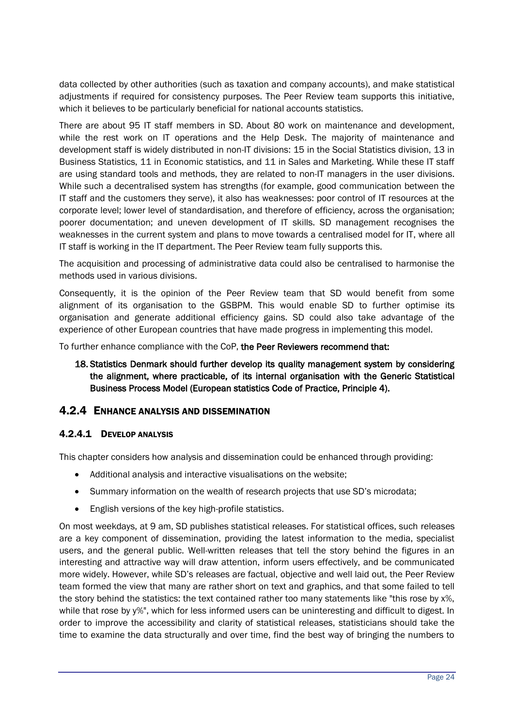data collected by other authorities (such as taxation and company accounts), and make statistical adjustments if required for consistency purposes. The Peer Review team supports this initiative, which it believes to be particularly beneficial for national accounts statistics.

There are about 95 IT staff members in SD. About 80 work on maintenance and development, while the rest work on IT operations and the Help Desk. The majority of maintenance and development staff is widely distributed in non-IT divisions: 15 in the Social Statistics division, 13 in Business Statistics, 11 in Economic statistics, and 11 in Sales and Marketing. While these IT staff are using standard tools and methods, they are related to non-IT managers in the user divisions. While such a decentralised system has strengths (for example, good communication between the IT staff and the customers they serve), it also has weaknesses: poor control of IT resources at the corporate level; lower level of standardisation, and therefore of efficiency, across the organisation; poorer documentation; and uneven development of IT skills. SD management recognises the weaknesses in the current system and plans to move towards a centralised model for IT, where all IT staff is working in the IT department. The Peer Review team fully supports this.

The acquisition and processing of administrative data could also be centralised to harmonise the methods used in various divisions.

Consequently, it is the opinion of the Peer Review team that SD would benefit from some alignment of its organisation to the GSBPM. This would enable SD to further optimise its organisation and generate additional efficiency gains. SD could also take advantage of the experience of other European countries that have made progress in implementing this model.

To further enhance compliance with the CoP, **the Peer Reviewers recommend that:**

18. **Statistics Denmark should further develop its quality management system by considering the alignment, where practicable, of its internal organisation with the Generic Statistical Business Process Model (European statistics Code of Practice, Principle 4).**

### 4.2.4 ENHANCE ANALYSIS AND DISSEMINATION

#### 4.2.4.1 DEVELOP ANALYSIS

This chapter considers how analysis and dissemination could be enhanced through providing:

- Additional analysis and interactive visualisations on the website;
- Summary information on the wealth of research projects that use SD's microdata;
- English versions of the key high-profile statistics.

On most weekdays, at 9 am, SD publishes statistical releases. For statistical offices, such releases are a key component of dissemination, providing the latest information to the media, specialist users, and the general public. Well-written releases that tell the story behind the figures in an interesting and attractive way will draw attention, inform users effectively, and be communicated more widely. However, while SD's releases are factual, objective and well laid out, the Peer Review team formed the view that many are rather short on text and graphics, and that some failed to tell the story behind the statistics: the text contained rather too many statements like "this rose by x%, while that rose by y%", which for less informed users can be uninteresting and difficult to digest. In order to improve the accessibility and clarity of statistical releases, statisticians should take the time to examine the data structurally and over time, find the best way of bringing the numbers to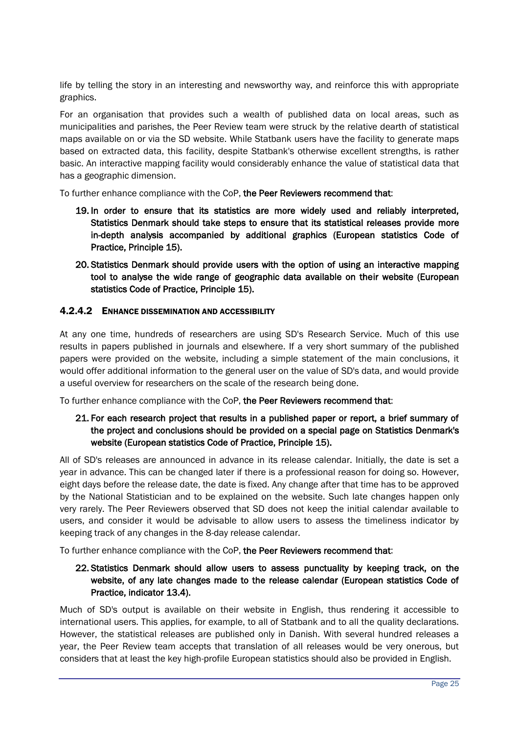life by telling the story in an interesting and newsworthy way, and reinforce this with appropriate graphics.

For an organisation that provides such a wealth of published data on local areas, such as municipalities and parishes, the Peer Review team were struck by the relative dearth of statistical maps available on or via the SD website. While Statbank users have the facility to generate maps based on extracted data, this facility, despite Statbank's otherwise excellent strengths, is rather basic. An interactive mapping facility would considerably enhance the value of statistical data that has a geographic dimension.

To further enhance compliance with the CoP, **the Peer Reviewers recommend that**:

19. **In order to ensure that its statistics are more widely used and reliably interpreted, Statistics Denmark should take steps to ensure that its statistical releases provide more in-depth analysis accompanied by additional graphics (European statistics Code of Practice, Principle 15).**
20. **Statistics Denmark should provide users with the option of using an interactive mapping tool to analyse the wide range of geographic data available on their website (European statistics Code of Practice, Principle 15).**

#### 4.2.4.2 ENHANCE DISSEMINATION AND ACCESSIBILITY

At any one time, hundreds of researchers are using SD's Research Service. Much of this use results in papers published in journals and elsewhere. If a very short summary of the published papers were provided on the website, including a simple statement of the main conclusions, it would offer additional information to the general user on the value of SD's data, and would provide a useful overview for researchers on the scale of the research being done.

To further enhance compliance with the CoP, **the Peer Reviewers recommend that**:

21. **For each research project that results in a published paper or report, a brief summary of the project and conclusions should be provided on a special page on Statistics Denmark's website (European statistics Code of Practice, Principle 15).**

All of SD's releases are announced in advance in its release calendar. Initially, the date is set a year in advance. This can be changed later if there is a professional reason for doing so. However, eight days before the release date, the date is fixed. Any change after that time has to be approved by the National Statistician and to be explained on the website. Such late changes happen only very rarely. The Peer Reviewers observed that SD does not keep the initial calendar available to users, and consider it would be advisable to allow users to assess the timeliness indicator by keeping track of any changes in the 8-day release calendar.

To further enhance compliance with the CoP, **the Peer Reviewers recommend that**:

22. **Statistics Denmark should allow users to assess punctuality by keeping track, on the website, of any late changes made to the release calendar (European statistics Code of Practice, indicator 13.4).**

Much of SD's output is available on their website in English, thus rendering it accessible to international users. This applies, for example, to all of Statbank and to all the quality declarations. However, the statistical releases are published only in Danish. With several hundred releases a year, the Peer Review team accepts that translation of all releases would be very onerous, but considers that at least the key high-profile European statistics should also be provided in English.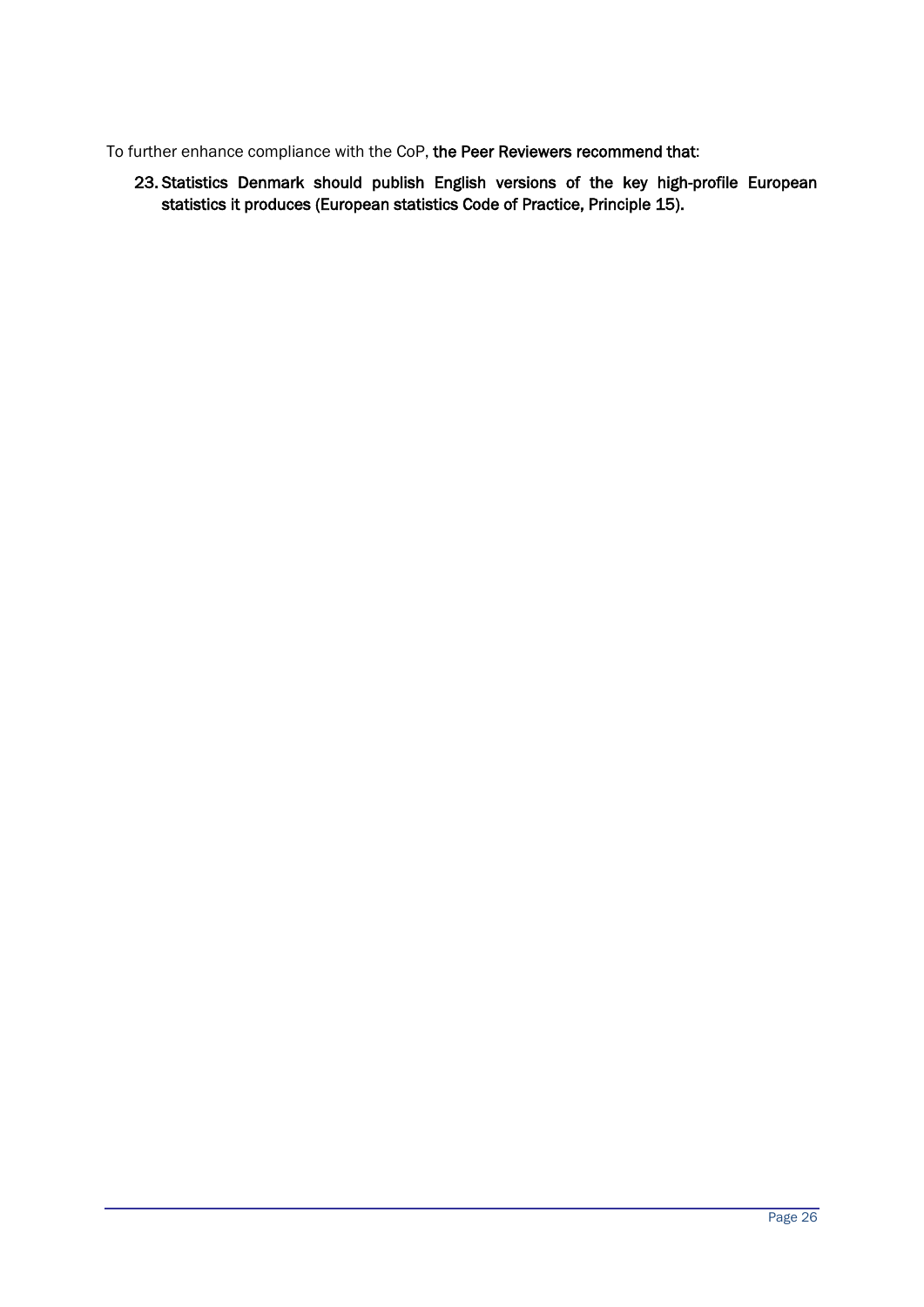To further enhance compliance with the CoP, **the Peer Reviewers recommend that**:

23. **Statistics Denmark should publish English versions of the key high-profile European statistics it produces (European statistics Code of Practice, Principle 15).**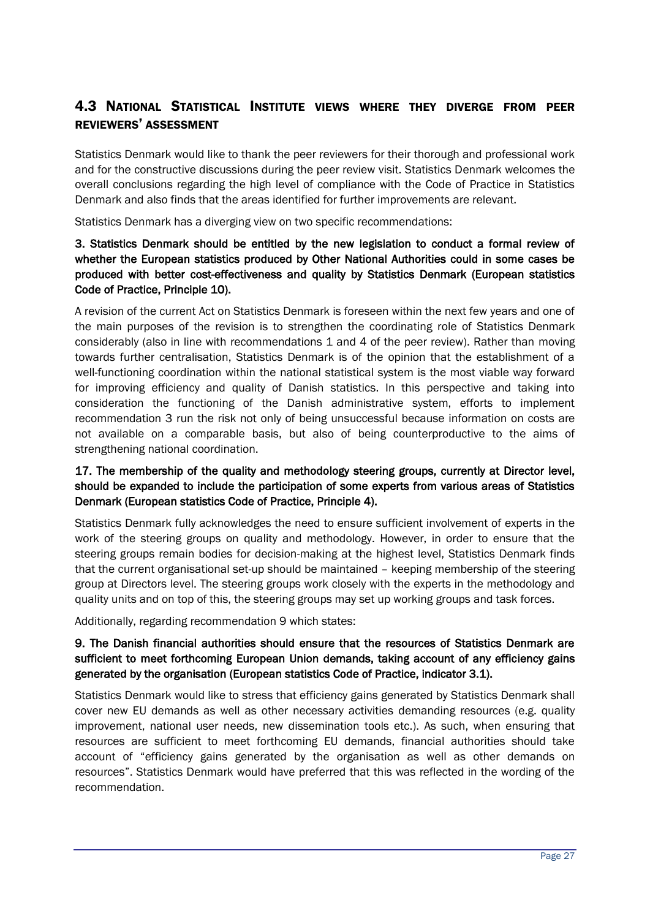## 4.3 National Statistical Institute views where they diverge from peer reviewers' assessment

Statistics Denmark would like to thank the peer reviewers for their thorough and professional work and for the constructive discussions during the peer review visit. Statistics Denmark welcomes the overall conclusions regarding the high level of compliance with the Code of Practice in Statistics Denmark and also finds that the areas identified for further improvements are relevant.

Statistics Denmark has a diverging view on two specific recommendations:

**3. Statistics Denmark should be entitled by the new legislation to conduct a formal review of whether the European statistics produced by Other National Authorities could in some cases be produced with better cost-effectiveness and quality by Statistics Denmark (European statistics Code of Practice, Principle 10).**

A revision of the current Act on Statistics Denmark is foreseen within the next few years and one of the main purposes of the revision is to strengthen the coordinating role of Statistics Denmark considerably (also in line with recommendations 1 and 4 of the peer review). Rather than moving towards further centralisation, Statistics Denmark is of the opinion that the establishment of a well-functioning coordination within the national statistical system is the most viable way forward for improving efficiency and quality of Danish statistics. In this perspective and taking into consideration the functioning of the Danish administrative system, efforts to implement recommendation 3 run the risk not only of being unsuccessful because information on costs are not available on a comparable basis, but also of being counterproductive to the aims of strengthening national coordination.

**17. The membership of the quality and methodology steering groups, currently at Director level, should be expanded to include the participation of some experts from various areas of Statistics Denmark (European statistics Code of Practice, Principle 4).**

Statistics Denmark fully acknowledges the need to ensure sufficient involvement of experts in the work of the steering groups on quality and methodology. However, in order to ensure that the steering groups remain bodies for decision-making at the highest level, Statistics Denmark finds that the current organisational set-up should be maintained – keeping membership of the steering group at Directors level. The steering groups work closely with the experts in the methodology and quality units and on top of this, the steering groups may set up working groups and task forces.

Additionally, regarding recommendation 9 which states:

**9. The Danish financial authorities should ensure that the resources of Statistics Denmark are sufficient to meet forthcoming European Union demands, taking account of any efficiency gains generated by the organisation (European statistics Code of Practice, indicator 3.1).**

Statistics Denmark would like to stress that efficiency gains generated by Statistics Denmark shall cover new EU demands as well as other necessary activities demanding resources (e.g. quality improvement, national user needs, new dissemination tools etc.). As such, when ensuring that resources are sufficient to meet forthcoming EU demands, financial authorities should take account of "efficiency gains generated by the organisation as well as other demands on resources". Statistics Denmark would have preferred that this was reflected in the wording of the recommendation.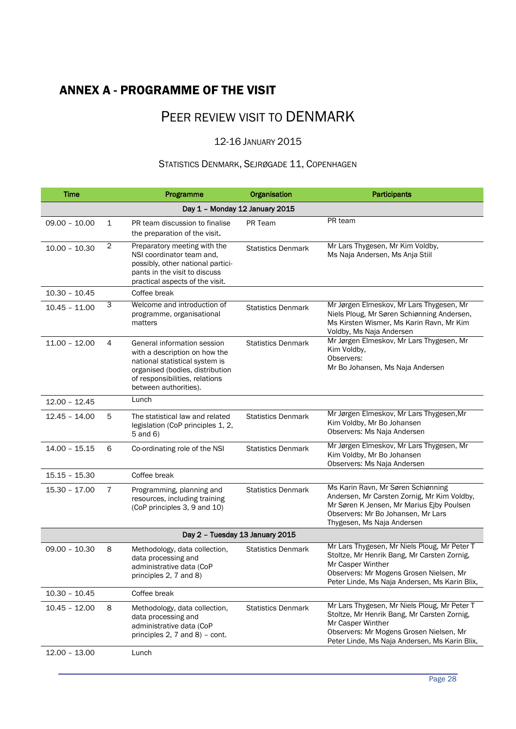## ANNEX A - PROGRAMME OF THE VISIT

# PEER REVIEW VISIT TO DENMARK

### 12-16 JANUARY 2015

### STATISTICS DENMARK, SEJRØGADE 11, COPENHAGEN

| Time | | Programme | Organisation | Participants |
|---|---|---|---|---|
| | | **Day 1 – Monday 12 January 2015** | | |
| 09.00 – 10.00 | 1 | PR team discussion to finalise the preparation of the visit. | PR Team | PR team |
| 10.00 – 10.30 | 2 | Preparatory meeting with the NSI coordinator team and, possibly, other national participants in the visit to discuss practical aspects of the visit. | Statistics Denmark | Mr Lars Thygesen, Mr Kim Voldby, Ms Naja Andersen, Ms Anja Stiil |
| 10.30 – 10.45 | | Coffee break | | |
| 10.45 – 11.00 | 3 | Welcome and introduction of programme, organisational matters | Statistics Denmark | Mr Jørgen Elmeskov, Mr Lars Thygesen, Mr Niels Ploug, Mr Søren Schiønning Andersen, Ms Kirsten Wismer, Ms Karin Ravn, Mr Kim Voldby, Ms Naja Andersen |
| 11.00 – 12.00 | 4 | General information session with a description on how the national statistical system is organised (bodies, distribution of responsibilities, relations between authorities). | Statistics Denmark | Mr Jørgen Elmeskov, Mr Lars Thygesen, Mr Kim Voldby, Observers: Mr Bo Johansen, Ms Naja Andersen |
| 12.00 – 12.45 | | Lunch | | |
| 12.45 – 14.00 | 5 | The statistical law and related legislation (CoP principles 1, 2, 5 and 6) | Statistics Denmark | Mr Jørgen Elmeskov, Mr Lars Thygesen,Mr Kim Voldby, Mr Bo Johansen Observers: Ms Naja Andersen |
| 14.00 – 15.15 | 6 | Co-ordinating role of the NSI | Statistics Denmark | Mr Jørgen Elmeskov, Mr Lars Thygesen, Mr Kim Voldby, Mr Bo Johansen Observers: Ms Naja Andersen |
| 15.15 – 15.30 | | Coffee break | | |
| 15.30 – 17.00 | 7 | Programming, planning and resources, including training (CoP principles 3, 9 and 10) | Statistics Denmark | Ms Karin Ravn, Mr Søren Schiønning Andersen, Mr Carsten Zornig, Mr Kim Voldby, Mr Søren K Jensen, Mr Marius Ejby Poulsen Observers: Mr Bo Johansen, Mr Lars Thygesen, Ms Naja Andersen |
| | | **Day 2 – Tuesday 13 January 2015** | | |
| 09.00 – 10.30 | 8 | Methodology, data collection, data processing and administrative data (CoP principles 2, 7 and 8) | Statistics Denmark | Mr Lars Thygesen, Mr Niels Ploug, Mr Peter T Stoltze, Mr Henrik Bang, Mr Carsten Zornig, Mr Casper Winther Observers: Mr Mogens Grosen Nielsen, Mr Peter Linde, Ms Naja Andersen, Ms Karin Blix, |
| 10.30 – 10.45 | | Coffee break | | |
| 10.45 – 12.00 | 8 | Methodology, data collection, data processing and administrative data (CoP principles 2, 7 and 8) – cont. | Statistics Denmark | Mr Lars Thygesen, Mr Niels Ploug, Mr Peter T Stoltze, Mr Henrik Bang, Mr Carsten Zornig, Mr Casper Winther Observers: Mr Mogens Grosen Nielsen, Mr Peter Linde, Ms Naja Andersen, Ms Karin Blix, |
| 12.00 – 13.00 | | Lunch | | |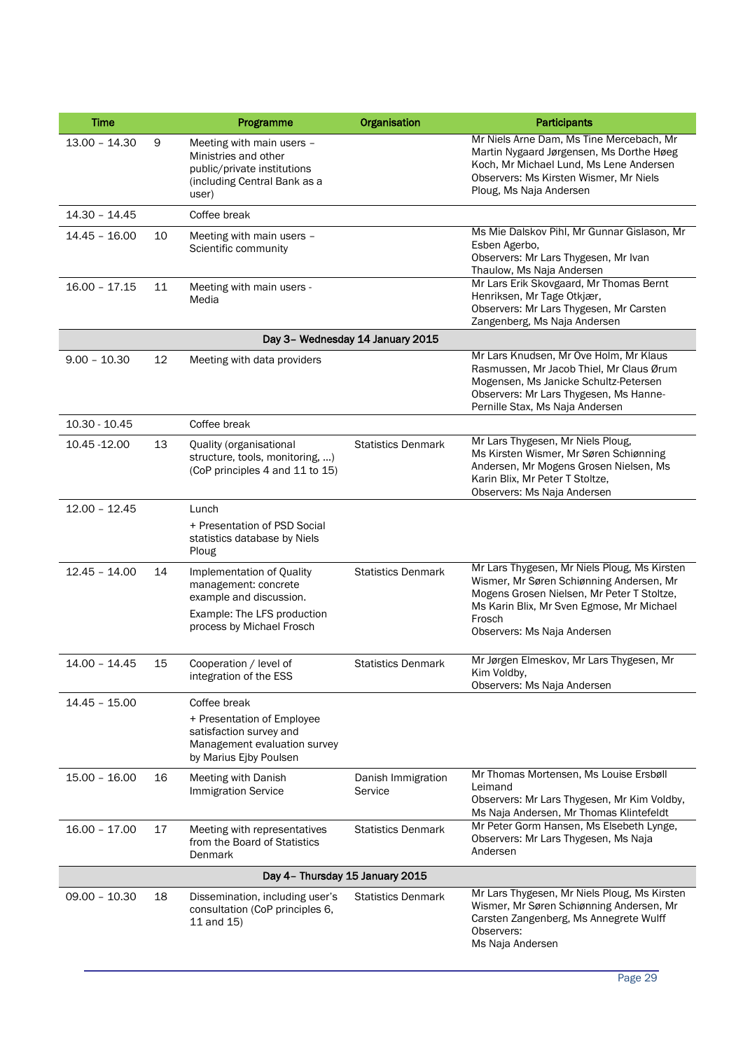| Time | | Programme | Organisation | Participants |
|---|---|---|---|---|
| 13.00 – 14.30 | 9 | Meeting with main users – Ministries and other public/private institutions (including Central Bank as a user) | | Mr Niels Arne Dam, Ms Tine Mercebach, Mr Martin Nygaard Jørgensen, Ms Dorthe Høeg Koch, Mr Michael Lund, Ms Lene Andersen Observers: Ms Kirsten Wismer, Mr Niels Ploug, Ms Naja Andersen |
| 14.30 – 14.45 | | Coffee break | | |
| 14.45 – 16.00 | 10 | Meeting with main users – Scientific community | | Ms Mie Dalskov Pihl, Mr Gunnar Gislason, Mr Esben Agerbo, Observers: Mr Lars Thygesen, Mr Ivan Thaulow, Ms Naja Andersen |
| 16.00 – 17.15 | 11 | Meeting with main users - Media | | Mr Lars Erik Skovgaard, Mr Thomas Bernt Henriksen, Mr Tage Otkjær, Observers: Mr Lars Thygesen, Mr Carsten Zangenberg, Ms Naja Andersen |
| | | **Day 3– Wednesday 14 January 2015** | | |
| 9.00 – 10.30 | 12 | Meeting with data providers | | Mr Lars Knudsen, Mr Ove Holm, Mr Klaus Rasmussen, Mr Jacob Thiel, Mr Claus Ørum Mogensen, Ms Janicke Schultz-Petersen Observers: Mr Lars Thygesen, Ms Hanne-Pernille Stax, Ms Naja Andersen |
| 10.30 - 10.45 | | Coffee break | | |
| 10.45 -12.00 | 13 | Quality (organisational structure, tools, monitoring, …) (CoP principles 4 and 11 to 15) | Statistics Denmark | Mr Lars Thygesen, Mr Niels Ploug, Ms Kirsten Wismer, Mr Søren Schiønning Andersen, Mr Mogens Grosen Nielsen, Ms Karin Blix, Mr Peter T Stoltze, Observers: Ms Naja Andersen |
| 12.00 – 12.45 | | Lunch<br>+ Presentation of PSD Social statistics database by Niels Ploug | | |
| 12.45 – 14.00 | 14 | Implementation of Quality management: concrete example and discussion.<br>Example: The LFS production process by Michael Frosch | Statistics Denmark | Mr Lars Thygesen, Mr Niels Ploug, Ms Kirsten Wismer, Mr Søren Schiønning Andersen, Mr Mogens Grosen Nielsen, Mr Peter T Stoltze, Ms Karin Blix, Mr Sven Egmose, Mr Michael Frosch Observers: Ms Naja Andersen |
| 14.00 – 14.45 | 15 | Cooperation / level of integration of the ESS | Statistics Denmark | Mr Jørgen Elmeskov, Mr Lars Thygesen, Mr Kim Voldby, Observers: Ms Naja Andersen |
| 14.45 – 15.00 | | Coffee break<br>+ Presentation of Employee satisfaction survey and Management evaluation survey by Marius Ejby Poulsen | | |
| 15.00 – 16.00 | 16 | Meeting with Danish Immigration Service | Danish Immigration Service | Mr Thomas Mortensen, Ms Louise Ersbøll Leimand Observers: Mr Lars Thygesen, Mr Kim Voldby, Ms Naja Andersen, Mr Thomas Klintefeldt |
| 16.00 – 17.00 | 17 | Meeting with representatives from the Board of Statistics Denmark | Statistics Denmark | Mr Peter Gorm Hansen, Ms Elsebeth Lynge, Observers: Mr Lars Thygesen, Ms Naja Andersen |
| | | **Day 4– Thursday 15 January 2015** | | |
| 09.00 – 10.30 | 18 | Dissemination, including user's consultation (CoP principles 6, 11 and 15) | Statistics Denmark | Mr Lars Thygesen, Mr Niels Ploug, Ms Kirsten Wismer, Mr Søren Schiønning Andersen, Mr Carsten Zangenberg, Ms Annegrete Wulff Observers: Ms Naja Andersen |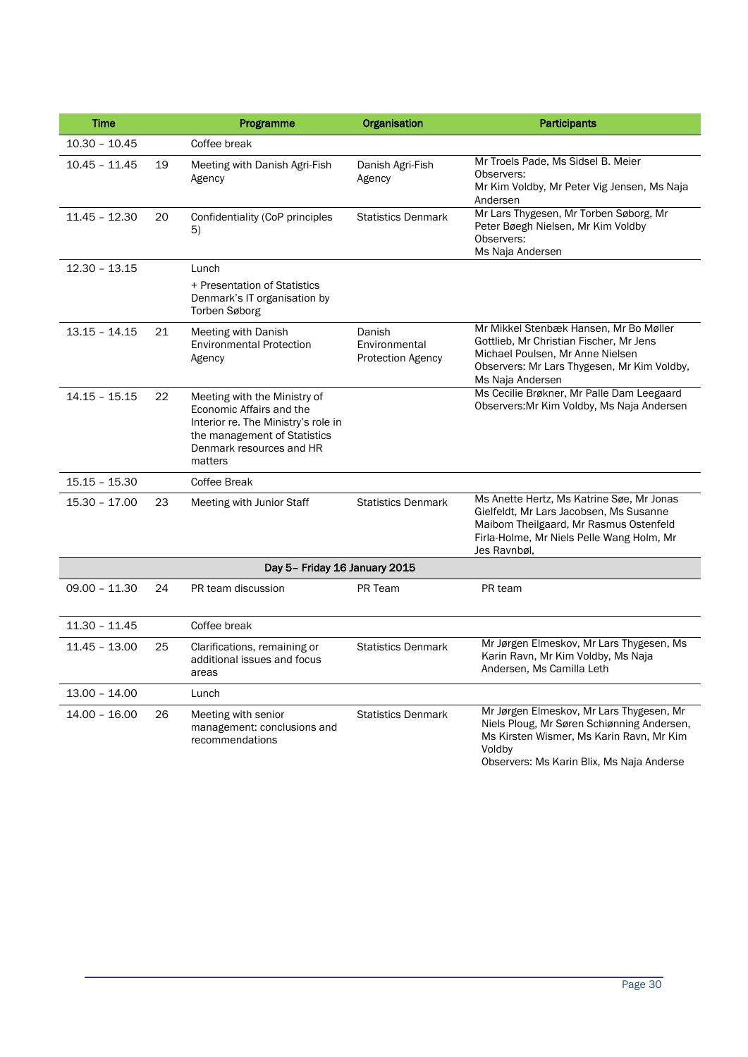| Time | | Programme | Organisation | Participants |
|---|---|---|---|---|
| 10.30 – 10.45 | | Coffee break | | |
| 10.45 – 11.45 | 19 | Meeting with Danish Agri-Fish Agency | Danish Agri-Fish Agency | Mr Troels Pade, Ms Sidsel B. Meier<br>Observers:<br>Mr Kim Voldby, Mr Peter Vig Jensen, Ms Naja Andersen |
| 11.45 – 12.30 | 20 | Confidentiality (CoP principles 5) | Statistics Denmark | Mr Lars Thygesen, Mr Torben Søborg, Mr Peter Bøegh Nielsen, Mr Kim Voldby<br>Observers:<br>Ms Naja Andersen |
| 12.30 – 13.15 | | Lunch<br>+ Presentation of Statistics Denmark's IT organisation by Torben Søborg | | |
| 13.15 – 14.15 | 21 | Meeting with Danish Environmental Protection Agency | Danish Environmental Protection Agency | Mr Mikkel Stenbæk Hansen, Mr Bo Møller Gottlieb, Mr Christian Fischer, Mr Jens Michael Poulsen, Mr Anne Nielsen<br>Observers: Mr Lars Thygesen, Mr Kim Voldby, Ms Naja Andersen |
| 14.15 – 15.15 | 22 | Meeting with the Ministry of Economic Affairs and the Interior re. The Ministry's role in the management of Statistics Denmark resources and HR matters | | Ms Cecilie Brøkner, Mr Palle Dam Leegaard<br>Observers:Mr Kim Voldby, Ms Naja Andersen |
| 15.15 – 15.30 | | Coffee Break | | |
| 15.30 – 17.00 | 23 | Meeting with Junior Staff | Statistics Denmark | Ms Anette Hertz, Ms Katrine Søe, Mr Jonas Gielfeldt, Mr Lars Jacobsen, Ms Susanne Maibom Theilgaard, Mr Rasmus Ostenfeld Firla-Holme, Mr Niels Pelle Wang Holm, Mr Jes Ravnbøl, |
| **Day 5– Friday 16 January 2015** | | | | |
| 09.00 – 11.30 | 24 | PR team discussion | PR Team | PR team |
| 11.30 – 11.45 | | Coffee break | | |
| 11.45 – 13.00 | 25 | Clarifications, remaining or additional issues and focus areas | Statistics Denmark | Mr Jørgen Elmeskov, Mr Lars Thygesen, Ms Karin Ravn, Mr Kim Voldby, Ms Naja Andersen, Ms Camilla Leth |
| 13.00 – 14.00 | | Lunch | | |
| 14.00 – 16.00 | 26 | Meeting with senior management: conclusions and recommendations | Statistics Denmark | Mr Jørgen Elmeskov, Mr Lars Thygesen, Mr Niels Ploug, Mr Søren Schiønning Andersen, Ms Kirsten Wismer, Ms Karin Ravn, Mr Kim Voldby<br>Observers: Ms Karin Blix, Ms Naja Anderse |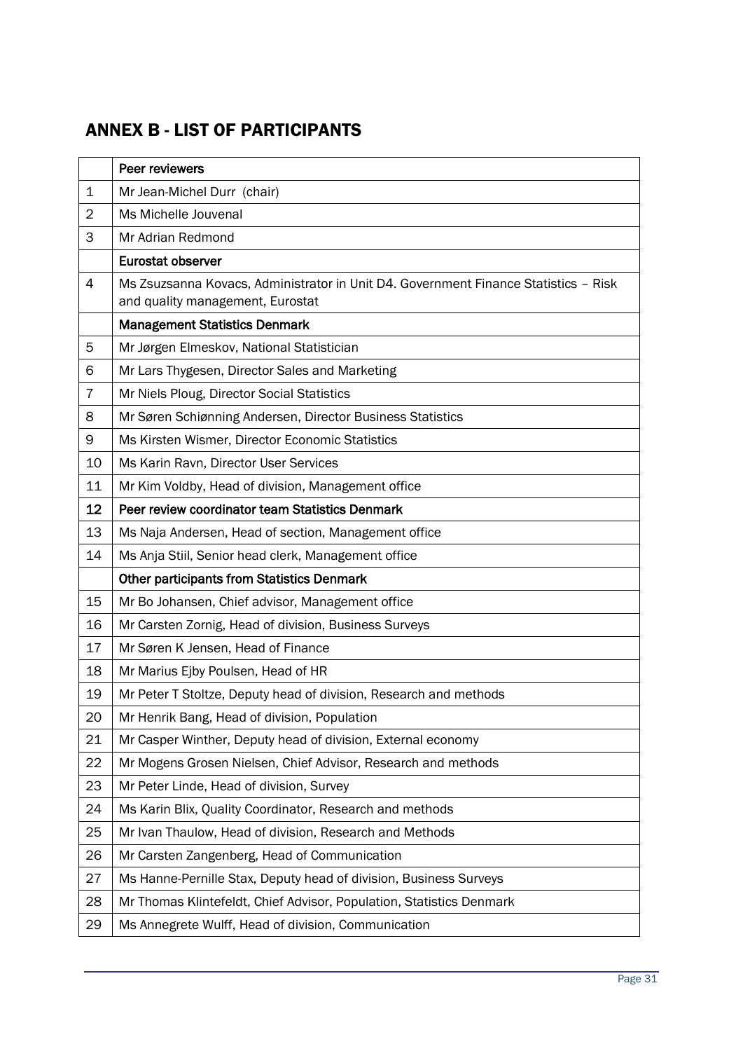## ANNEX B - LIST OF PARTICIPANTS

| | **Peer reviewers** |
|---|---|
| 1 | Mr Jean-Michel Durr (chair) |
| 2 | Ms Michelle Jouvenal |
| 3 | Mr Adrian Redmond |
| | **Eurostat observer** |
| 4 | Ms Zsuzsanna Kovacs, Administrator in Unit D4. Government Finance Statistics – Risk and quality management, Eurostat |
| | **Management Statistics Denmark** |
| 5 | Mr Jørgen Elmeskov, National Statistician |
| 6 | Mr Lars Thygesen, Director Sales and Marketing |
| 7 | Mr Niels Ploug, Director Social Statistics |
| 8 | Mr Søren Schiønning Andersen, Director Business Statistics |
| 9 | Ms Kirsten Wismer, Director Economic Statistics |
| 10 | Ms Karin Ravn, Director User Services |
| 11 | Mr Kim Voldby, Head of division, Management office |
| **12** | **Peer review coordinator team Statistics Denmark** |
| 13 | Ms Naja Andersen, Head of section, Management office |
| 14 | Ms Anja Stiil, Senior head clerk, Management office |
| | **Other participants from Statistics Denmark** |
| 15 | Mr Bo Johansen, Chief advisor, Management office |
| 16 | Mr Carsten Zornig, Head of division, Business Surveys |
| 17 | Mr Søren K Jensen, Head of Finance |
| 18 | Mr Marius Ejby Poulsen, Head of HR |
| 19 | Mr Peter T Stoltze, Deputy head of division, Research and methods |
| 20 | Mr Henrik Bang, Head of division, Population |
| 21 | Mr Casper Winther, Deputy head of division, External economy |
| 22 | Mr Mogens Grosen Nielsen, Chief Advisor, Research and methods |
| 23 | Mr Peter Linde, Head of division, Survey |
| 24 | Ms Karin Blix, Quality Coordinator, Research and methods |
| 25 | Mr Ivan Thaulow, Head of division, Research and Methods |
| 26 | Mr Carsten Zangenberg, Head of Communication |
| 27 | Ms Hanne-Pernille Stax, Deputy head of division, Business Surveys |
| 28 | Mr Thomas Klintefeldt, Chief Advisor, Population, Statistics Denmark |
| 29 | Ms Annegrete Wulff, Head of division, Communication |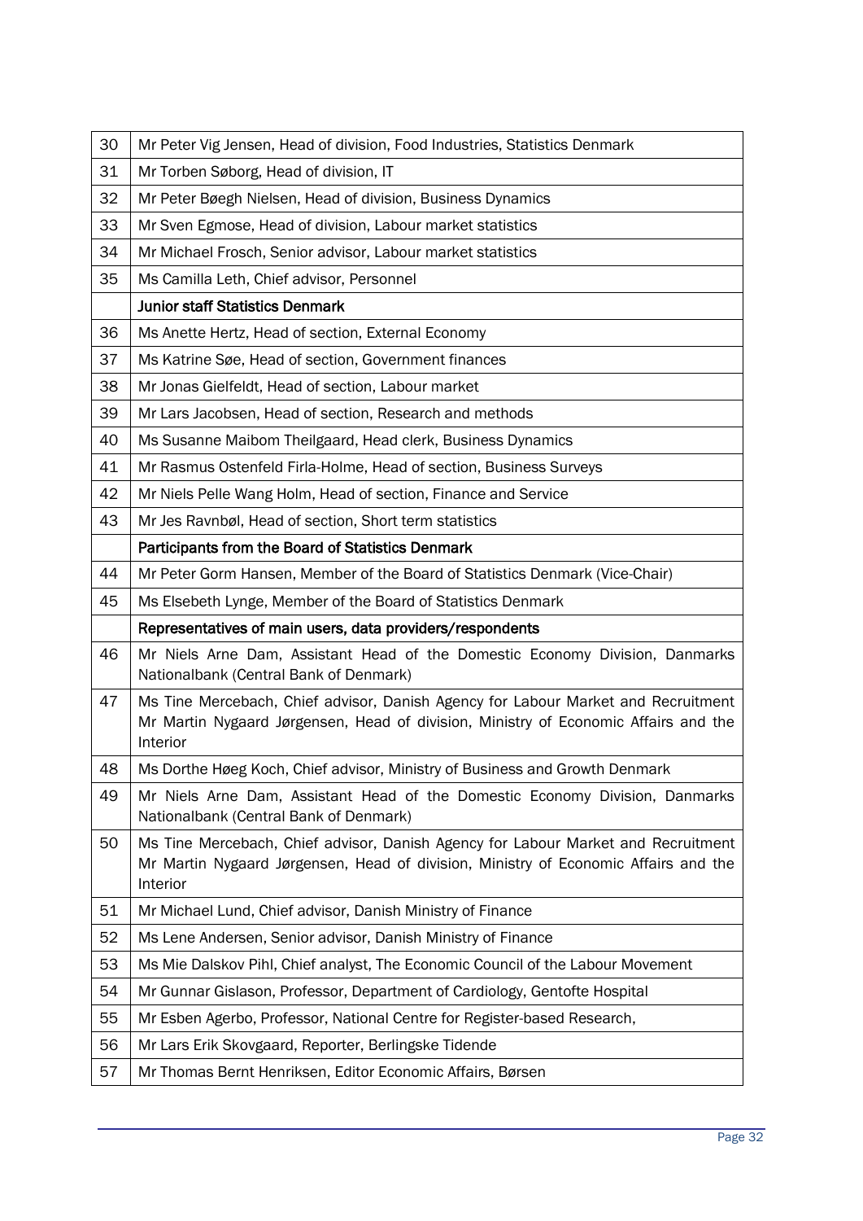| | |
|---|---|
| 30 | Mr Peter Vig Jensen, Head of division, Food Industries, Statistics Denmark |
| 31 | Mr Torben Søborg, Head of division, IT |
| 32 | Mr Peter Bøegh Nielsen, Head of division, Business Dynamics |
| 33 | Mr Sven Egmose, Head of division, Labour market statistics |
| 34 | Mr Michael Frosch, Senior advisor, Labour market statistics |
| 35 | Ms Camilla Leth, Chief advisor, Personnel |
| | **Junior staff Statistics Denmark** |
| 36 | Ms Anette Hertz, Head of section, External Economy |
| 37 | Ms Katrine Søe, Head of section, Government finances |
| 38 | Mr Jonas Gielfeldt, Head of section, Labour market |
| 39 | Mr Lars Jacobsen, Head of section, Research and methods |
| 40 | Ms Susanne Maibom Theilgaard, Head clerk, Business Dynamics |
| 41 | Mr Rasmus Ostenfeld Firla-Holme, Head of section, Business Surveys |
| 42 | Mr Niels Pelle Wang Holm, Head of section, Finance and Service |
| 43 | Mr Jes Ravnbøl, Head of section, Short term statistics |
| | **Participants from the Board of Statistics Denmark** |
| 44 | Mr Peter Gorm Hansen, Member of the Board of Statistics Denmark (Vice-Chair) |
| 45 | Ms Elsebeth Lynge, Member of the Board of Statistics Denmark |
| | **Representatives of main users, data providers/respondents** |
| 46 | Mr Niels Arne Dam, Assistant Head of the Domestic Economy Division, Danmarks Nationalbank (Central Bank of Denmark) |
| 47 | Ms Tine Mercebach, Chief advisor, Danish Agency for Labour Market and Recruitment Mr Martin Nygaard Jørgensen, Head of division, Ministry of Economic Affairs and the Interior |
| 48 | Ms Dorthe Høeg Koch, Chief advisor, Ministry of Business and Growth Denmark |
| 49 | Mr Niels Arne Dam, Assistant Head of the Domestic Economy Division, Danmarks Nationalbank (Central Bank of Denmark) |
| 50 | Ms Tine Mercebach, Chief advisor, Danish Agency for Labour Market and Recruitment Mr Martin Nygaard Jørgensen, Head of division, Ministry of Economic Affairs and the Interior |
| 51 | Mr Michael Lund, Chief advisor, Danish Ministry of Finance |
| 52 | Ms Lene Andersen, Senior advisor, Danish Ministry of Finance |
| 53 | Ms Mie Dalskov Pihl, Chief analyst, The Economic Council of the Labour Movement |
| 54 | Mr Gunnar Gislason, Professor, Department of Cardiology, Gentofte Hospital |
| 55 | Mr Esben Agerbo, Professor, National Centre for Register-based Research, |
| 56 | Mr Lars Erik Skovgaard, Reporter, Berlingske Tidende |
| 57 | Mr Thomas Bernt Henriksen, Editor Economic Affairs, Børsen |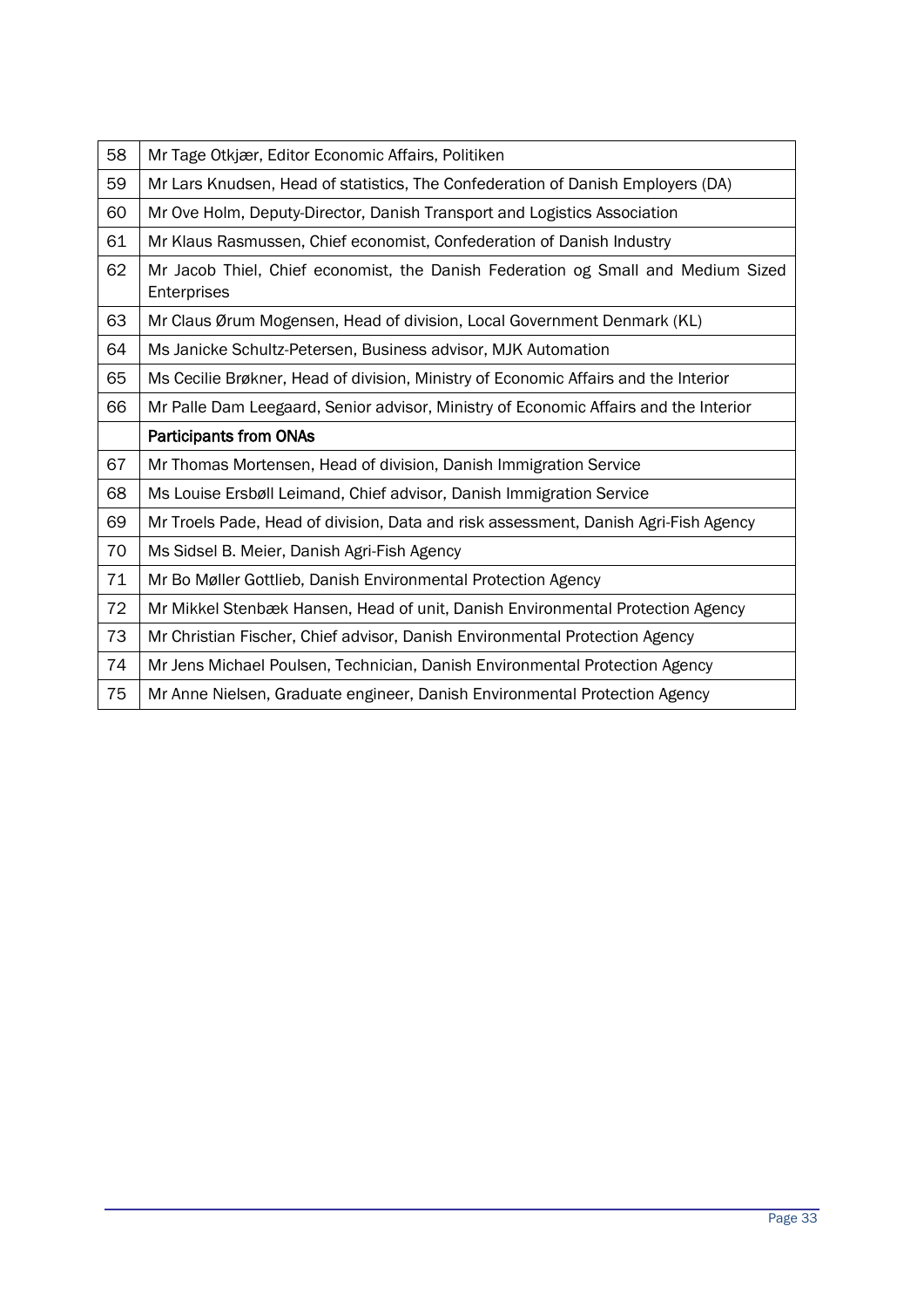| | |
|---|---|
| 58 | Mr Tage Otkjær, Editor Economic Affairs, Politiken |
| 59 | Mr Lars Knudsen, Head of statistics, The Confederation of Danish Employers (DA) |
| 60 | Mr Ove Holm, Deputy-Director, Danish Transport and Logistics Association |
| 61 | Mr Klaus Rasmussen, Chief economist, Confederation of Danish Industry |
| 62 | Mr Jacob Thiel, Chief economist, the Danish Federation og Small and Medium Sized Enterprises |
| 63 | Mr Claus Ørum Mogensen, Head of division, Local Government Denmark (KL) |
| 64 | Ms Janicke Schultz-Petersen, Business advisor, MJK Automation |
| 65 | Ms Cecilie Brøkner, Head of division, Ministry of Economic Affairs and the Interior |
| 66 | Mr Palle Dam Leegaard, Senior advisor, Ministry of Economic Affairs and the Interior |
| | **Participants from ONAs** |
| 67 | Mr Thomas Mortensen, Head of division, Danish Immigration Service |
| 68 | Ms Louise Ersbøll Leimand, Chief advisor, Danish Immigration Service |
| 69 | Mr Troels Pade, Head of division, Data and risk assessment, Danish Agri-Fish Agency |
| 70 | Ms Sidsel B. Meier, Danish Agri-Fish Agency |
| 71 | Mr Bo Møller Gottlieb, Danish Environmental Protection Agency |
| 72 | Mr Mikkel Stenbæk Hansen, Head of unit, Danish Environmental Protection Agency |
| 73 | Mr Christian Fischer, Chief advisor, Danish Environmental Protection Agency |
| 74 | Mr Jens Michael Poulsen, Technician, Danish Environmental Protection Agency |
| 75 | Mr Anne Nielsen, Graduate engineer, Danish Environmental Protection Agency |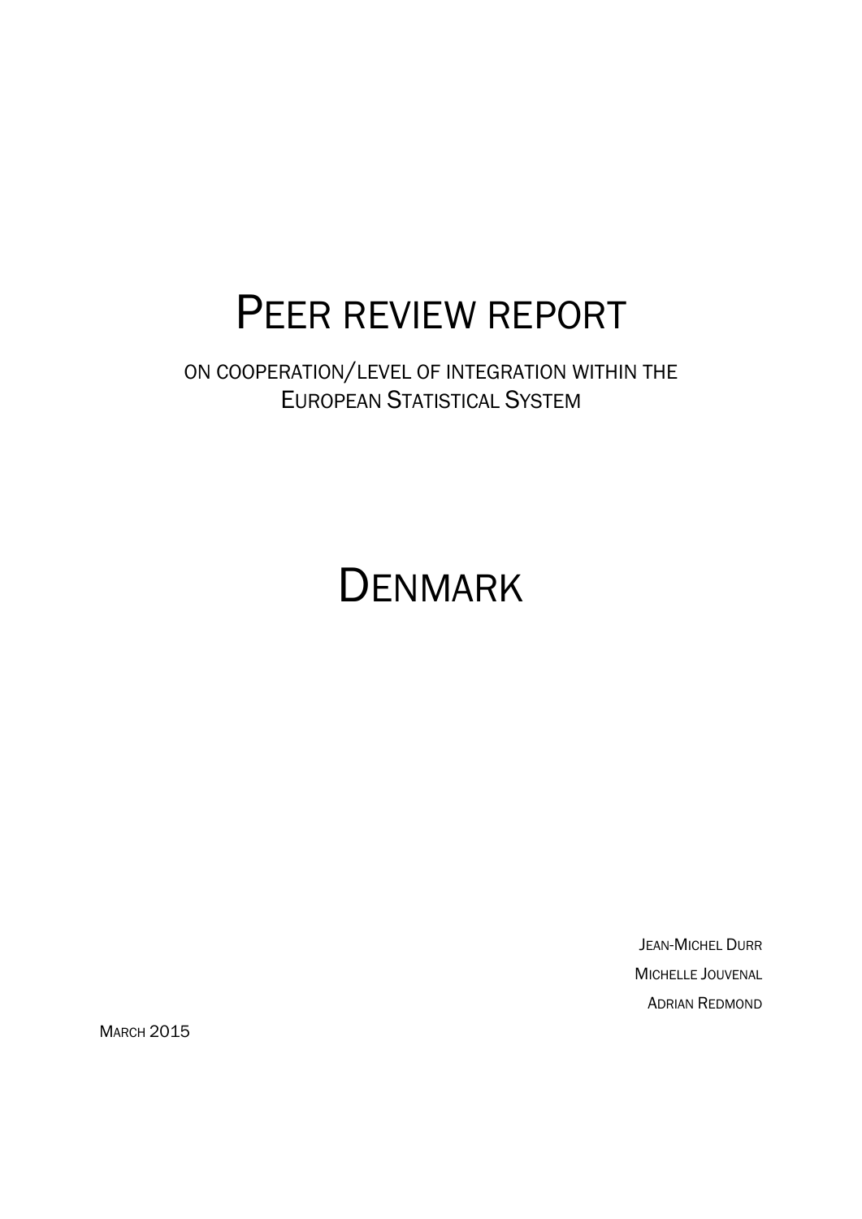# PEER REVIEW REPORT

ON COOPERATION/LEVEL OF INTEGRATION WITHIN THE EUROPEAN STATISTICAL SYSTEM

# DENMARK

JEAN-MICHEL DURR

MICHELLE JOUVENAL

ADRIAN REDMOND

MARCH 2015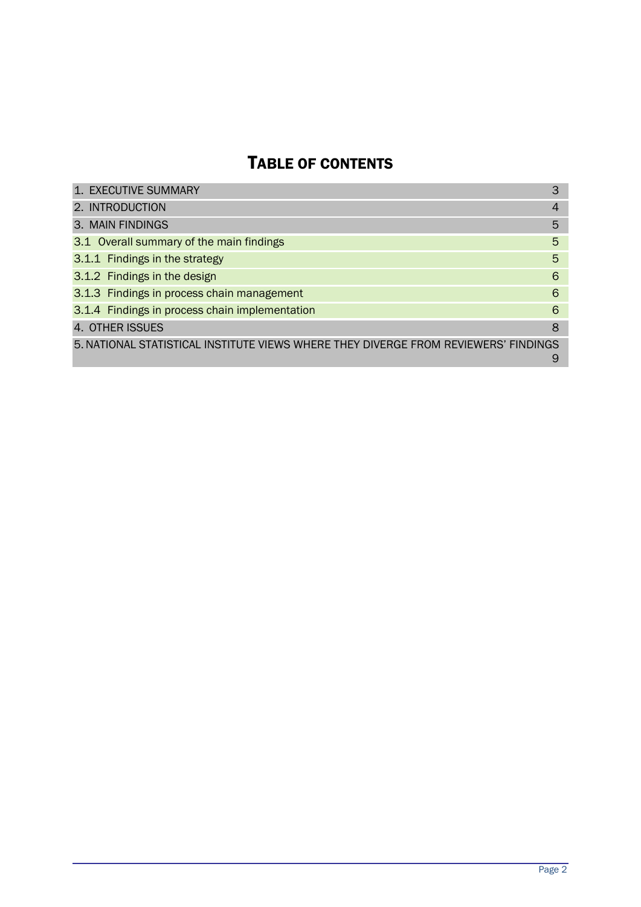# TABLE OF CONTENTS

| | |
|---|---|
| 1. EXECUTIVE SUMMARY | 3 |
| 2. INTRODUCTION | 4 |
| 3. MAIN FINDINGS | 5 |
| 3.1 Overall summary of the main findings | 5 |
| 3.1.1 Findings in the strategy | 5 |
| 3.1.2 Findings in the design | 6 |
| 3.1.3 Findings in process chain management | 6 |
| 3.1.4 Findings in process chain implementation | 6 |
| 4. OTHER ISSUES | 8 |
| 5. NATIONAL STATISTICAL INSTITUTE VIEWS WHERE THEY DIVERGE FROM REVIEWERS' FINDINGS | 9 |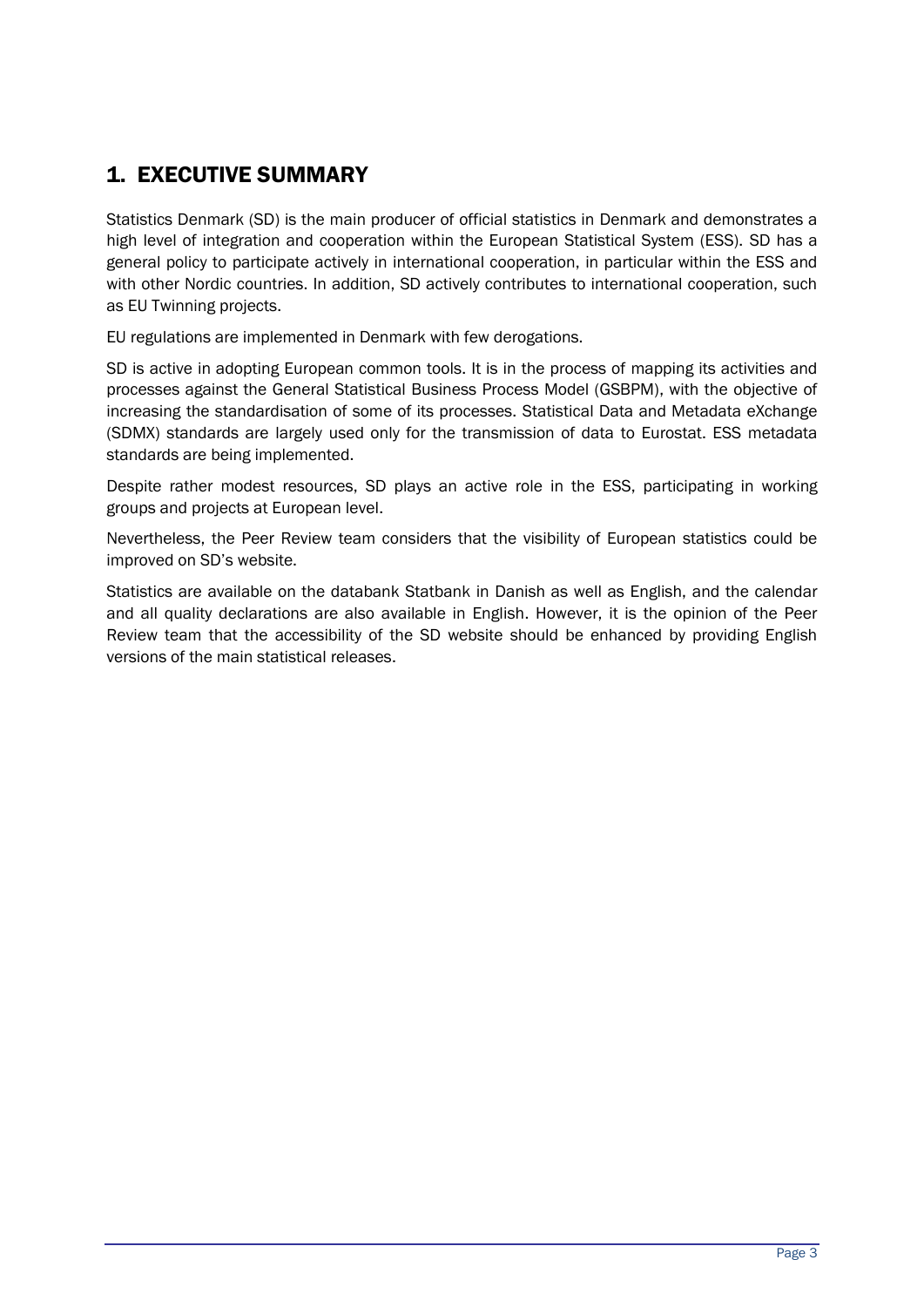# 1. EXECUTIVE SUMMARY

Statistics Denmark (SD) is the main producer of official statistics in Denmark and demonstrates a high level of integration and cooperation within the European Statistical System (ESS). SD has a general policy to participate actively in international cooperation, in particular within the ESS and with other Nordic countries. In addition, SD actively contributes to international cooperation, such as EU Twinning projects.

EU regulations are implemented in Denmark with few derogations.

SD is active in adopting European common tools. It is in the process of mapping its activities and processes against the General Statistical Business Process Model (GSBPM), with the objective of increasing the standardisation of some of its processes. Statistical Data and Metadata eXchange (SDMX) standards are largely used only for the transmission of data to Eurostat. ESS metadata standards are being implemented.

Despite rather modest resources, SD plays an active role in the ESS, participating in working groups and projects at European level.

Nevertheless, the Peer Review team considers that the visibility of European statistics could be improved on SD's website.

Statistics are available on the databank Statbank in Danish as well as English, and the calendar and all quality declarations are also available in English. However, it is the opinion of the Peer Review team that the accessibility of the SD website should be enhanced by providing English versions of the main statistical releases.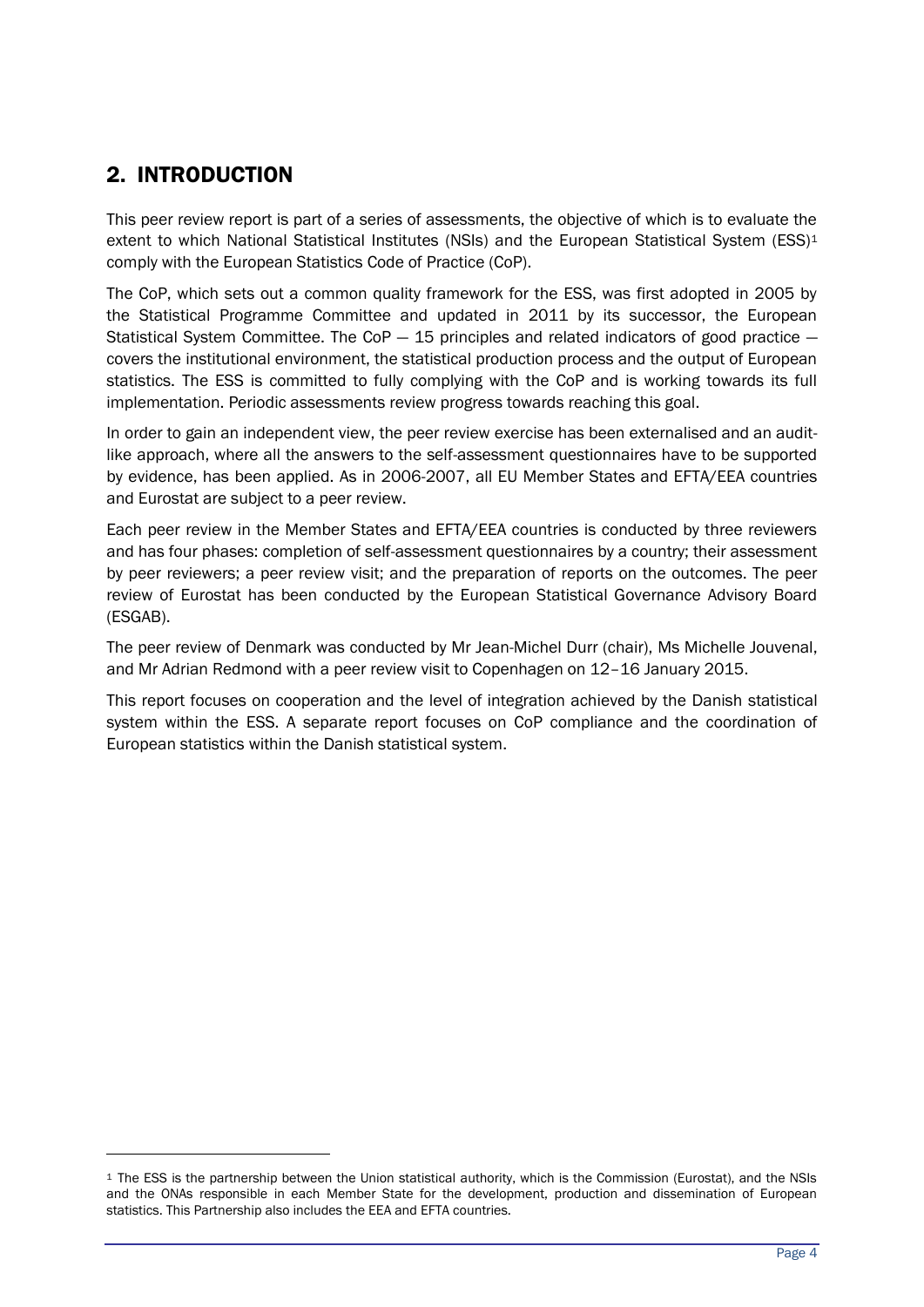## 2. INTRODUCTION

This peer review report is part of a series of assessments, the objective of which is to evaluate the extent to which National Statistical Institutes (NSIs) and the European Statistical System (ESS)[1] comply with the European Statistics Code of Practice (CoP).

The CoP, which sets out a common quality framework for the ESS, was first adopted in 2005 by the Statistical Programme Committee and updated in 2011 by its successor, the European Statistical System Committee. The CoP — 15 principles and related indicators of good practice — covers the institutional environment, the statistical production process and the output of European statistics. The ESS is committed to fully complying with the CoP and is working towards its full implementation. Periodic assessments review progress towards reaching this goal.

In order to gain an independent view, the peer review exercise has been externalised and an audit-like approach, where all the answers to the self-assessment questionnaires have to be supported by evidence, has been applied. As in 2006-2007, all EU Member States and EFTA/EEA countries and Eurostat are subject to a peer review.

Each peer review in the Member States and EFTA/EEA countries is conducted by three reviewers and has four phases: completion of self-assessment questionnaires by a country; their assessment by peer reviewers; a peer review visit; and the preparation of reports on the outcomes. The peer review of Eurostat has been conducted by the European Statistical Governance Advisory Board (ESGAB).

The peer review of Denmark was conducted by Mr Jean-Michel Durr (chair), Ms Michelle Jouvenal, and Mr Adrian Redmond with a peer review visit to Copenhagen on 12–16 January 2015.

This report focuses on cooperation and the level of integration achieved by the Danish statistical system within the ESS. A separate report focuses on CoP compliance and the coordination of European statistics within the Danish statistical system.

[1] The ESS is the partnership between the Union statistical authority, which is the Commission (Eurostat), and the NSIs and the ONAs responsible in each Member State for the development, production and dissemination of European statistics. This Partnership also includes the EEA and EFTA countries.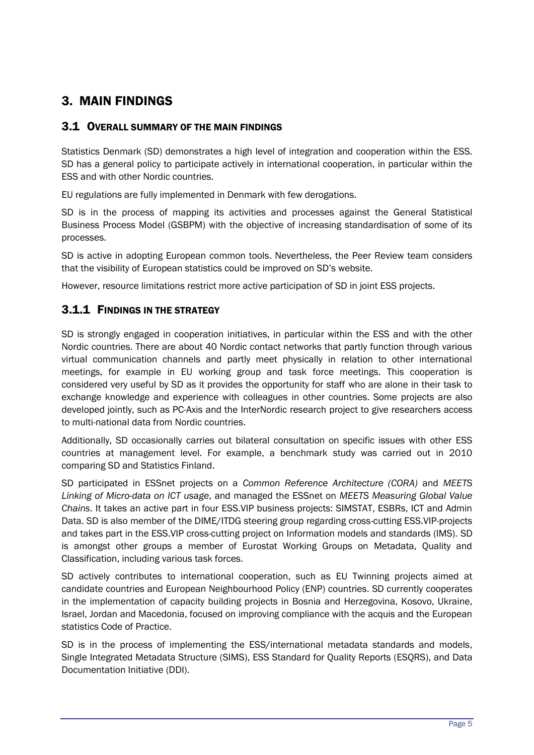# 3. MAIN FINDINGS

## 3.1 OVERALL SUMMARY OF THE MAIN FINDINGS

Statistics Denmark (SD) demonstrates a high level of integration and cooperation within the ESS. SD has a general policy to participate actively in international cooperation, in particular within the ESS and with other Nordic countries.

EU regulations are fully implemented in Denmark with few derogations.

SD is in the process of mapping its activities and processes against the General Statistical Business Process Model (GSBPM) with the objective of increasing standardisation of some of its processes.

SD is active in adopting European common tools. Nevertheless, the Peer Review team considers that the visibility of European statistics could be improved on SD's website.

However, resource limitations restrict more active participation of SD in joint ESS projects.

### 3.1.1 FINDINGS IN THE STRATEGY

SD is strongly engaged in cooperation initiatives, in particular within the ESS and with the other Nordic countries. There are about 40 Nordic contact networks that partly function through various virtual communication channels and partly meet physically in relation to other international meetings, for example in EU working group and task force meetings. This cooperation is considered very useful by SD as it provides the opportunity for staff who are alone in their task to exchange knowledge and experience with colleagues in other countries. Some projects are also developed jointly, such as PC-Axis and the InterNordic research project to give researchers access to multi-national data from Nordic countries.

Additionally, SD occasionally carries out bilateral consultation on specific issues with other ESS countries at management level. For example, a benchmark study was carried out in 2010 comparing SD and Statistics Finland.

SD participated in ESSnet projects on a *Common Reference Architecture (CORA)* and *MEETS Linking of Micro-data on ICT usage*, and managed the ESSnet on *MEETS Measuring Global Value Chains*. It takes an active part in four ESS.VIP business projects: SIMSTAT, ESBRs, ICT and Admin Data. SD is also member of the DIME/ITDG steering group regarding cross-cutting ESS.VIP-projects and takes part in the ESS.VIP cross-cutting project on Information models and standards (IMS). SD is amongst other groups a member of Eurostat Working Groups on Metadata, Quality and Classification, including various task forces.

SD actively contributes to international cooperation, such as EU Twinning projects aimed at candidate countries and European Neighbourhood Policy (ENP) countries. SD currently cooperates in the implementation of capacity building projects in Bosnia and Herzegovina, Kosovo, Ukraine, Israel, Jordan and Macedonia, focused on improving compliance with the acquis and the European statistics Code of Practice.

SD is in the process of implementing the ESS/international metadata standards and models, Single Integrated Metadata Structure (SIMS), ESS Standard for Quality Reports (ESQRS), and Data Documentation Initiative (DDI).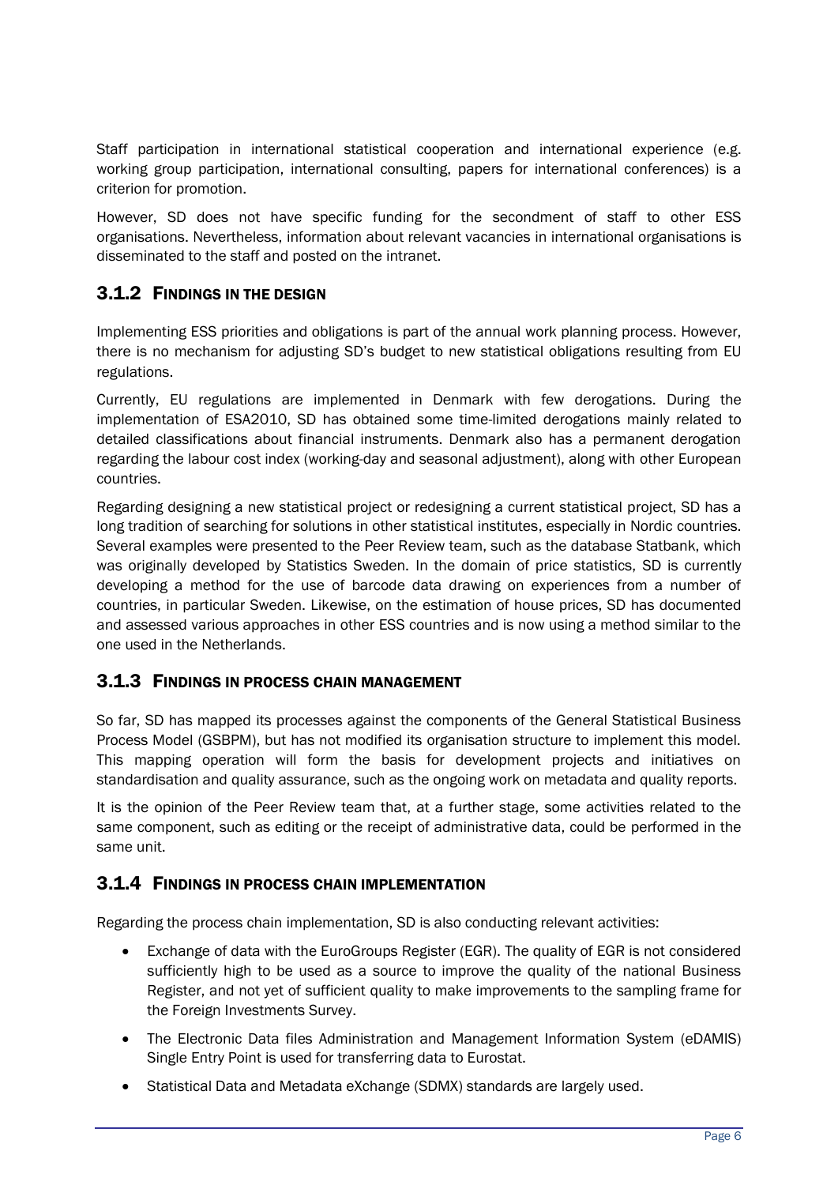Staff participation in international statistical cooperation and international experience (e.g. working group participation, international consulting, papers for international conferences) is a criterion for promotion.

However, SD does not have specific funding for the secondment of staff to other ESS organisations. Nevertheless, information about relevant vacancies in international organisations is disseminated to the staff and posted on the intranet.

### 3.1.2 FINDINGS IN THE DESIGN

Implementing ESS priorities and obligations is part of the annual work planning process. However, there is no mechanism for adjusting SD's budget to new statistical obligations resulting from EU regulations.

Currently, EU regulations are implemented in Denmark with few derogations. During the implementation of ESA2010, SD has obtained some time-limited derogations mainly related to detailed classifications about financial instruments. Denmark also has a permanent derogation regarding the labour cost index (working-day and seasonal adjustment), along with other European countries.

Regarding designing a new statistical project or redesigning a current statistical project, SD has a long tradition of searching for solutions in other statistical institutes, especially in Nordic countries. Several examples were presented to the Peer Review team, such as the database Statbank, which was originally developed by Statistics Sweden. In the domain of price statistics, SD is currently developing a method for the use of barcode data drawing on experiences from a number of countries, in particular Sweden. Likewise, on the estimation of house prices, SD has documented and assessed various approaches in other ESS countries and is now using a method similar to the one used in the Netherlands.

### 3.1.3 FINDINGS IN PROCESS CHAIN MANAGEMENT

So far, SD has mapped its processes against the components of the General Statistical Business Process Model (GSBPM), but has not modified its organisation structure to implement this model. This mapping operation will form the basis for development projects and initiatives on standardisation and quality assurance, such as the ongoing work on metadata and quality reports.

It is the opinion of the Peer Review team that, at a further stage, some activities related to the same component, such as editing or the receipt of administrative data, could be performed in the same unit.

### 3.1.4 FINDINGS IN PROCESS CHAIN IMPLEMENTATION

Regarding the process chain implementation, SD is also conducting relevant activities:

- Exchange of data with the EuroGroups Register (EGR). The quality of EGR is not considered sufficiently high to be used as a source to improve the quality of the national Business Register, and not yet of sufficient quality to make improvements to the sampling frame for the Foreign Investments Survey.
- The Electronic Data files Administration and Management Information System (eDAMIS) Single Entry Point is used for transferring data to Eurostat.
- Statistical Data and Metadata eXchange (SDMX) standards are largely used.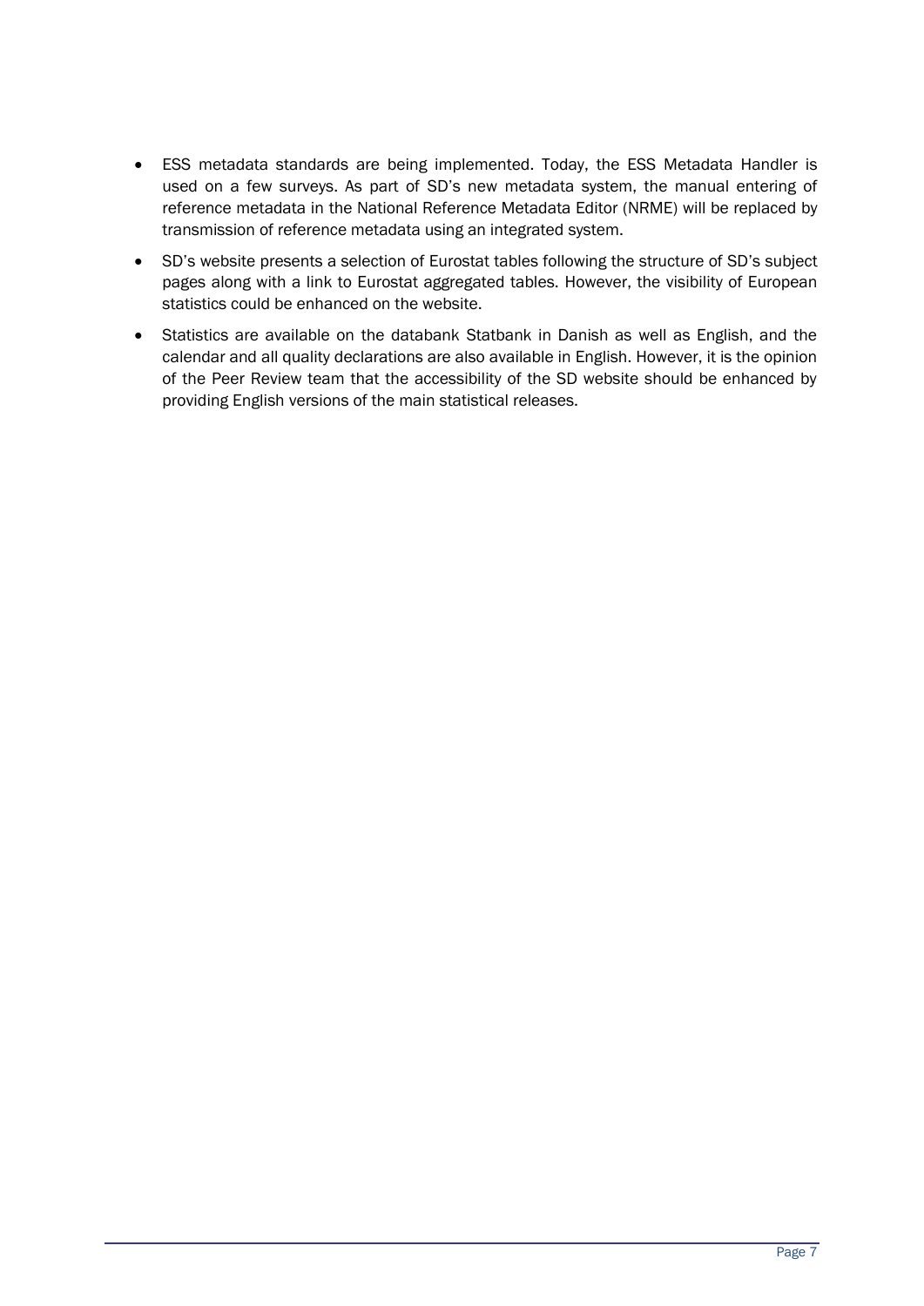- ESS metadata standards are being implemented. Today, the ESS Metadata Handler is used on a few surveys. As part of SD's new metadata system, the manual entering of reference metadata in the National Reference Metadata Editor (NRME) will be replaced by transmission of reference metadata using an integrated system.
- SD's website presents a selection of Eurostat tables following the structure of SD's subject pages along with a link to Eurostat aggregated tables. However, the visibility of European statistics could be enhanced on the website.
- Statistics are available on the databank Statbank in Danish as well as English, and the calendar and all quality declarations are also available in English. However, it is the opinion of the Peer Review team that the accessibility of the SD website should be enhanced by providing English versions of the main statistical releases.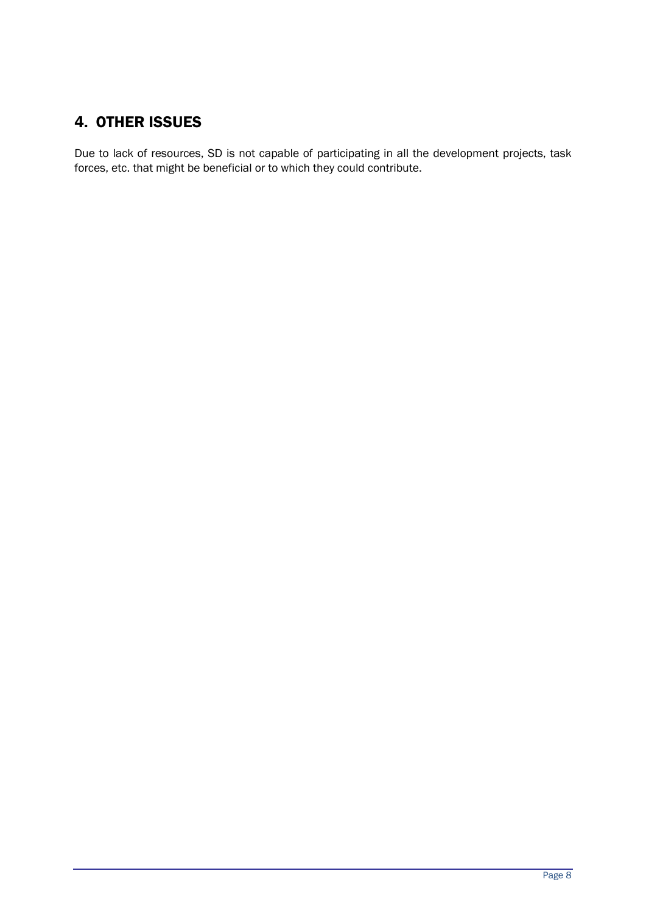# 4. OTHER ISSUES

Due to lack of resources, SD is not capable of participating in all the development projects, task forces, etc. that might be beneficial or to which they could contribute.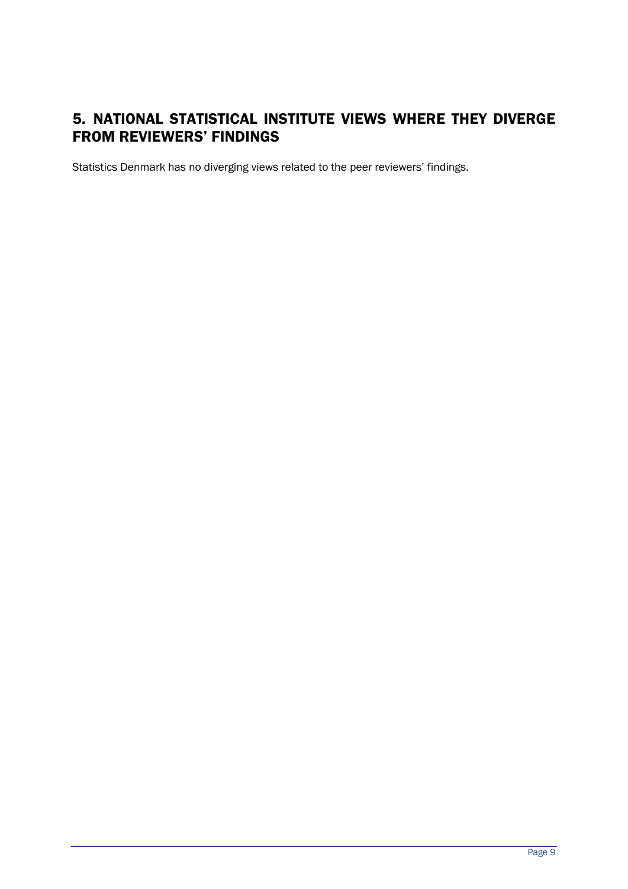## 5. NATIONAL STATISTICAL INSTITUTE VIEWS WHERE THEY DIVERGE FROM REVIEWERS' FINDINGS

Statistics Denmark has no diverging views related to the peer reviewers' findings.